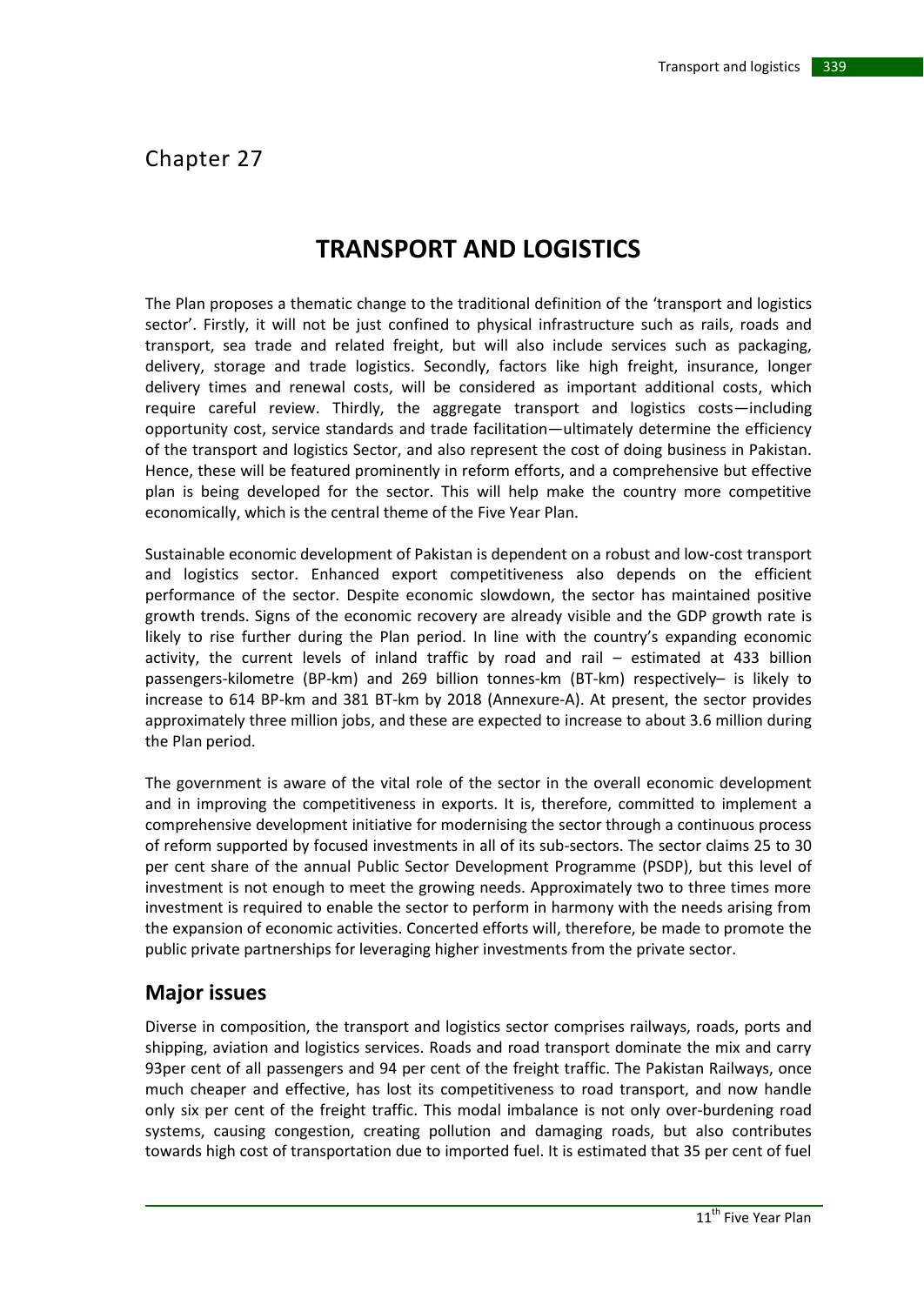Chapter 27

# TRANSPORT AND LOGISTICS

The Plan proposes a thematic change to the traditional definition of the 'transport and logistics sector'. Firstly, it will not be just confined to physical infrastructure such as rails, roads and transport, sea trade and related freight, but will also include services such as packaging, delivery, storage and trade logistics. Secondly, factors like high freight, insurance, longer delivery times and renewal costs, will be considered as important additional costs, which require careful review. Thirdly, the aggregate transport and logistics costs—including opportunity cost, service standards and trade facilitation—ultimately determine the efficiency of the transport and logistics Sector, and also represent the cost of doing business in Pakistan. Hence, these will be featured prominently in reform efforts, and a comprehensive but effective plan is being developed for the sector. This will help make the country more competitive economically, which is the central theme of the Five Year Plan.

Sustainable economic development of Pakistan is dependent on a robust and low-cost transport and logistics sector. Enhanced export competitiveness also depends on the efficient performance of the sector. Despite economic slowdown, the sector has maintained positive growth trends. Signs of the economic recovery are already visible and the GDP growth rate is likely to rise further during the Plan period. In line with the country's expanding economic activity, the current levels of inland traffic by road and rail – estimated at 433 billion passengers-kilometre (BP-km) and 269 billion tonnes-km (BT-km) respectively– is likely to increase to 614 BP-km and 381 BT-km by 2018 (Annexure-A). At present, the sector provides approximately three million jobs, and these are expected to increase to about 3.6 million during the Plan period.

The government is aware of the vital role of the sector in the overall economic development and in improving the competitiveness in exports. It is, therefore, committed to implement a comprehensive development initiative for modernising the sector through a continuous process of reform supported by focused investments in all of its sub-sectors. The sector claims 25 to 30 per cent share of the annual Public Sector Development Programme (PSDP), but this level of investment is not enough to meet the growing needs. Approximately two to three times more investment is required to enable the sector to perform in harmony with the needs arising from the expansion of economic activities. Concerted efforts will, therefore, be made to promote the public private partnerships for leveraging higher investments from the private sector.

## Major issues

Diverse in composition, the transport and logistics sector comprises railways, roads, ports and shipping, aviation and logistics services. Roads and road transport dominate the mix and carry 93per cent of all passengers and 94 per cent of the freight traffic. The Pakistan Railways, once much cheaper and effective, has lost its competitiveness to road transport, and now handle only six per cent of the freight traffic. This modal imbalance is not only over-burdening road systems, causing congestion, creating pollution and damaging roads, but also contributes towards high cost of transportation due to imported fuel. It is estimated that 35 per cent of fuel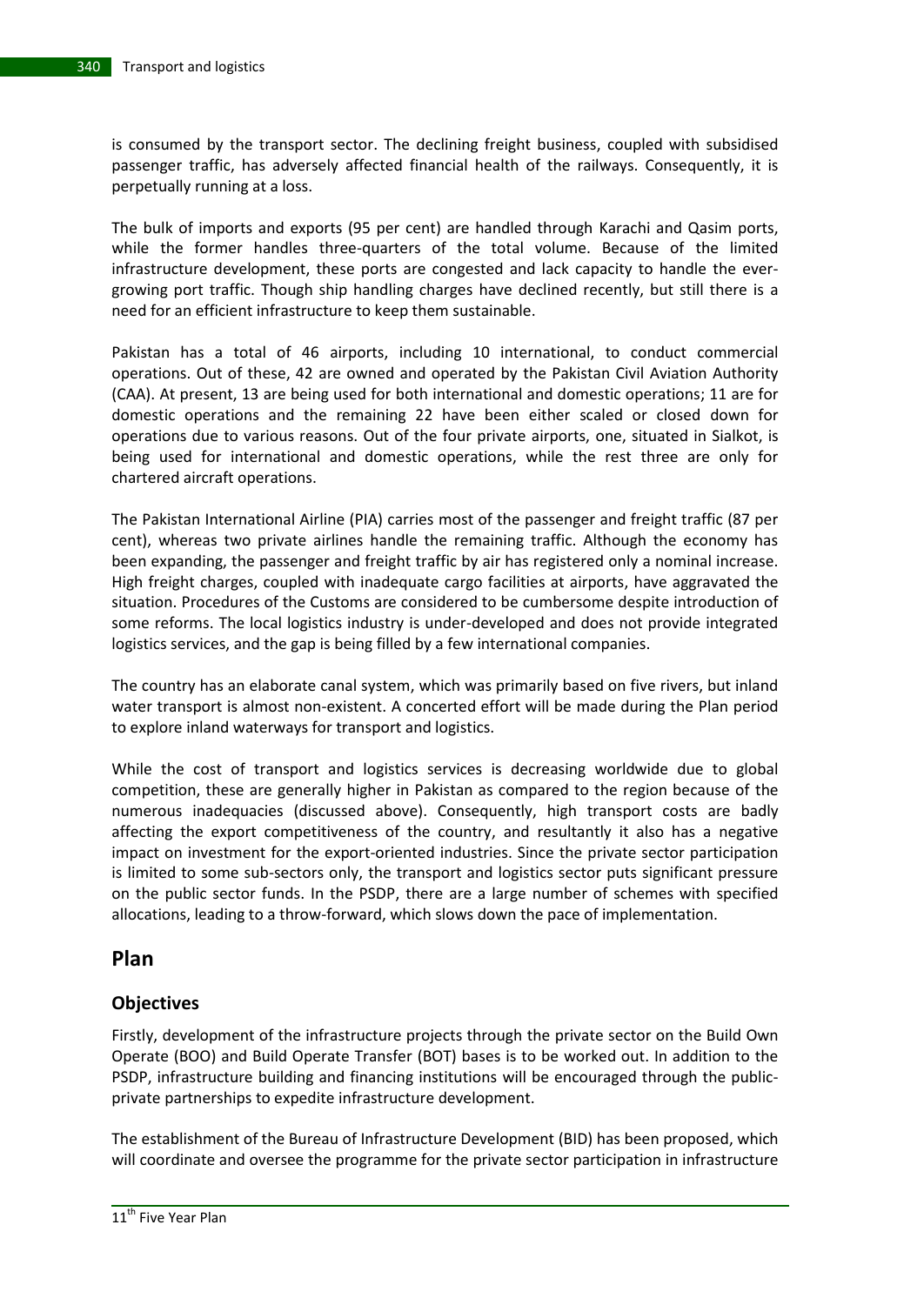is consumed by the transport sector. The declining freight business, coupled with subsidised passenger traffic, has adversely affected financial health of the railways. Consequently, it is perpetually running at a loss.

The bulk of imports and exports (95 per cent) are handled through Karachi and Qasim ports, while the former handles three-quarters of the total volume. Because of the limited infrastructure development, these ports are congested and lack capacity to handle the ever-growing port traffic. Though ship handling charges have declined recently, but still there is a need for an efficient infrastructure to keep them sustainable.

Pakistan has a total of 46 airports, including 10 international, to conduct commercial operations. Out of these, 42 are owned and operated by the Pakistan Civil Aviation Authority (CAA). At present, 13 are being used for both international and domestic operations; 11 are for domestic operations and the remaining 22 have been either scaled or closed down for operations due to various reasons. Out of the four private airports, one, situated in Sialkot, is being used for international and domestic operations, while the rest three are only for chartered aircraft operations.

The Pakistan International Airline (PIA) carries most of the passenger and freight traffic (87 per cent), whereas two private airlines handle the remaining traffic. Although the economy has been expanding, the passenger and freight traffic by air has registered only a nominal increase. High freight charges, coupled with inadequate cargo facilities at airports, have aggravated the situation. Procedures of the Customs are considered to be cumbersome despite introduction of some reforms. The local logistics industry is under-developed and does not provide integrated logistics services, and the gap is being filled by a few international companies.

The country has an elaborate canal system, which was primarily based on five rivers, but inland water transport is almost non-existent. A concerted effort will be made during the Plan period to explore inland waterways for transport and logistics.

While the cost of transport and logistics services is decreasing worldwide due to global competition, these are generally higher in Pakistan as compared to the region because of the numerous inadequacies (discussed above). Consequently, high transport costs are badly affecting the export competitiveness of the country, and resultantly it also has a negative impact on investment for the export-oriented industries. Since the private sector participation is limited to some sub-sectors only, the transport and logistics sector puts significant pressure on the public sector funds. In the PSDP, there are a large number of schemes with specified allocations, leading to a throw-forward, which slows down the pace of implementation.

## Plan

### Objectives

Firstly, development of the infrastructure projects through the private sector on the Build Own Operate (BOO) and Build Operate Transfer (BOT) bases is to be worked out. In addition to the PSDP, infrastructure building and financing institutions will be encouraged through the public-private partnerships to expedite infrastructure development.

The establishment of the Bureau of Infrastructure Development (BID) has been proposed, which will coordinate and oversee the programme for the private sector participation in infrastructure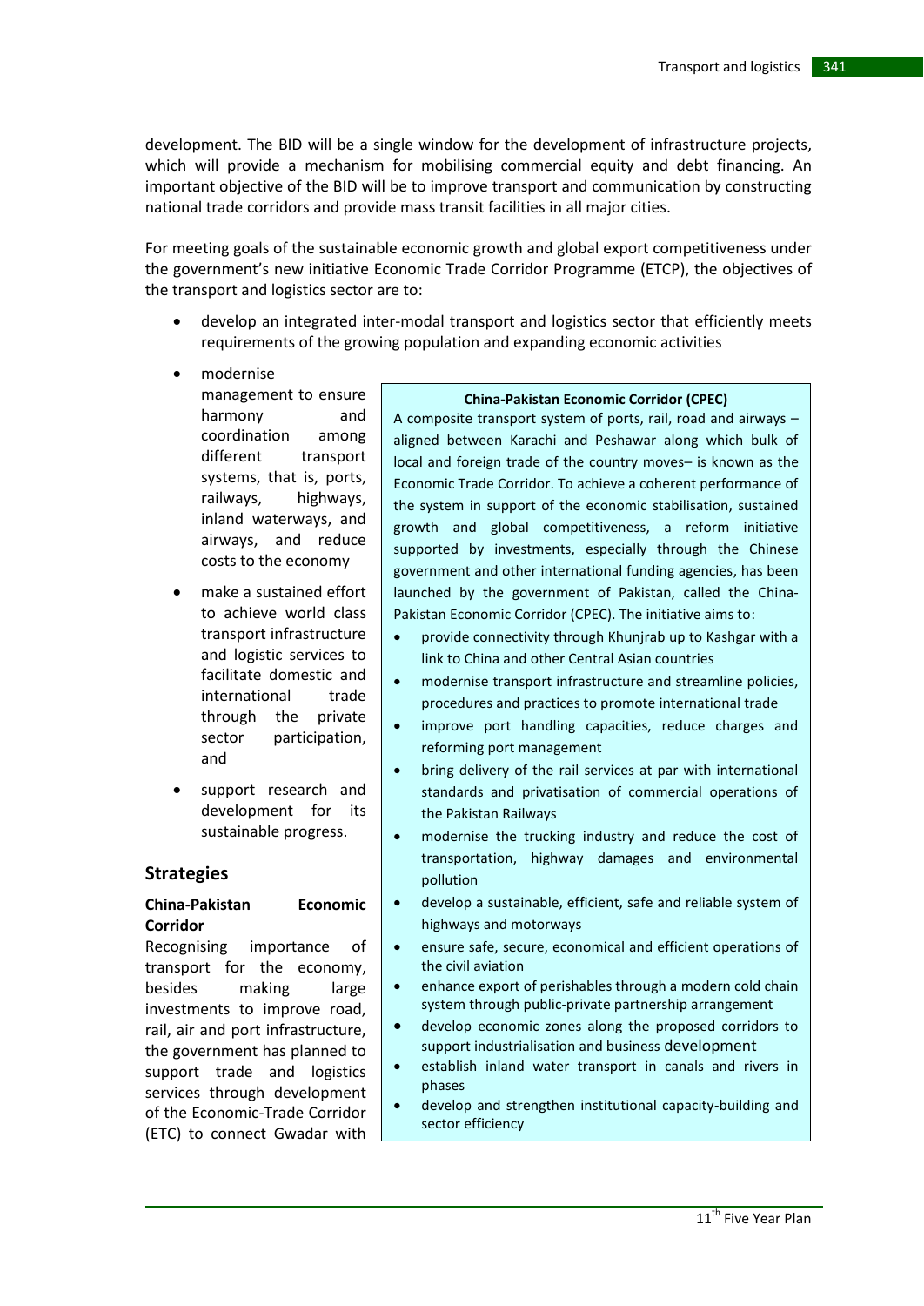development. The BID will be a single window for the development of infrastructure projects, which will provide a mechanism for mobilising commercial equity and debt financing. An important objective of the BID will be to improve transport and communication by constructing national trade corridors and provide mass transit facilities in all major cities.

For meeting goals of the sustainable economic growth and global export competitiveness under the government's new initiative Economic Trade Corridor Programme (ETCP), the objectives of the transport and logistics sector are to:

- develop an integrated inter-modal transport and logistics sector that efficiently meets requirements of the growing population and expanding economic activities
- modernise management to ensure harmony and coordination among different transport systems, that is, ports, railways, highways, inland waterways, and airways, and reduce costs to the economy
- make a sustained effort to achieve world class transport infrastructure and logistic services to facilitate domestic and international trade through the private sector participation, and
- support research and development for its sustainable progress.

> **China-Pakistan Economic Corridor (CPEC)**
>
> A composite transport system of ports, rail, road and airways – aligned between Karachi and Peshawar along which bulk of local and foreign trade of the country moves– is known as the Economic Trade Corridor. To achieve a coherent performance of the system in support of the economic stabilisation, sustained growth and global competitiveness, a reform initiative supported by investments, especially through the Chinese government and other international funding agencies, has been launched by the government of Pakistan, called the China-Pakistan Economic Corridor (CPEC). The initiative aims to:
>
> - provide connectivity through Khunjrab up to Kashgar with a link to China and other Central Asian countries
> - modernise transport infrastructure and streamline policies, procedures and practices to promote international trade
> - improve port handling capacities, reduce charges and reforming port management
> - bring delivery of the rail services at par with international standards and privatisation of commercial operations of the Pakistan Railways
> - modernise the trucking industry and reduce the cost of transportation, highway damages and environmental pollution
> - develop a sustainable, efficient, safe and reliable system of highways and motorways
> - ensure safe, secure, economical and efficient operations of the civil aviation
> - enhance export of perishables through a modern cold chain system through public-private partnership arrangement
> - develop economic zones along the proposed corridors to support industrialisation and business development
> - establish inland water transport in canals and rivers in phases
> - develop and strengthen institutional capacity-building and sector efficiency

## Strategies

### China-Pakistan Economic Corridor

Recognising importance of transport for the economy, besides making large investments to improve road, rail, air and port infrastructure, the government has planned to support trade and logistics services through development of the Economic-Trade Corridor (ETC) to connect Gwadar with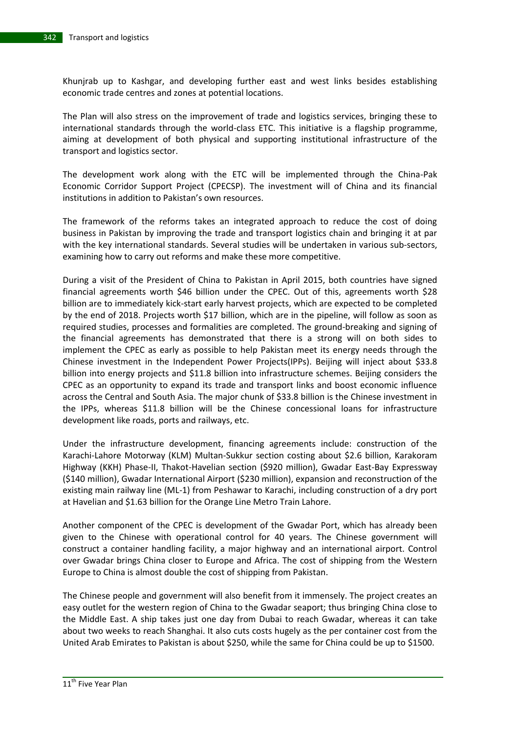Khunjrab up to Kashgar, and developing further east and west links besides establishing economic trade centres and zones at potential locations.

The Plan will also stress on the improvement of trade and logistics services, bringing these to international standards through the world-class ETC. This initiative is a flagship programme, aiming at development of both physical and supporting institutional infrastructure of the transport and logistics sector.

The development work along with the ETC will be implemented through the China-Pak Economic Corridor Support Project (CPECSP). The investment will of China and its financial institutions in addition to Pakistan's own resources.

The framework of the reforms takes an integrated approach to reduce the cost of doing business in Pakistan by improving the trade and transport logistics chain and bringing it at par with the key international standards. Several studies will be undertaken in various sub-sectors, examining how to carry out reforms and make these more competitive.

During a visit of the President of China to Pakistan in April 2015, both countries have signed financial agreements worth $46 billion under the CPEC. Out of this, agreements worth $28 billion are to immediately kick-start early harvest projects, which are expected to be completed by the end of 2018. Projects worth $17 billion, which are in the pipeline, will follow as soon as required studies, processes and formalities are completed. The ground-breaking and signing of the financial agreements has demonstrated that there is a strong will on both sides to implement the CPEC as early as possible to help Pakistan meet its energy needs through the Chinese investment in the Independent Power Projects(IPPs). Beijing will inject about $33.8 billion into energy projects and $11.8 billion into infrastructure schemes. Beijing considers the CPEC as an opportunity to expand its trade and transport links and boost economic influence across the Central and South Asia. The major chunk of $33.8 billion is the Chinese investment in the IPPs, whereas $11.8 billion will be the Chinese concessional loans for infrastructure development like roads, ports and railways, etc.

Under the infrastructure development, financing agreements include: construction of the Karachi-Lahore Motorway (KLM) Multan-Sukkur section costing about $2.6 billion, Karakoram Highway (KKH) Phase-II, Thakot-Havelian section ($920 million), Gwadar East-Bay Expressway ($140 million), Gwadar International Airport ($230 million), expansion and reconstruction of the existing main railway line (ML-1) from Peshawar to Karachi, including construction of a dry port at Havelian and $1.63 billion for the Orange Line Metro Train Lahore.

Another component of the CPEC is development of the Gwadar Port, which has already been given to the Chinese with operational control for 40 years. The Chinese government will construct a container handling facility, a major highway and an international airport. Control over Gwadar brings China closer to Europe and Africa. The cost of shipping from the Western Europe to China is almost double the cost of shipping from Pakistan.

The Chinese people and government will also benefit from it immensely. The project creates an easy outlet for the western region of China to the Gwadar seaport; thus bringing China close to the Middle East. A ship takes just one day from Dubai to reach Gwadar, whereas it can take about two weeks to reach Shanghai. It also cuts costs hugely as the per container cost from the United Arab Emirates to Pakistan is about $250, while the same for China could be up to $1500.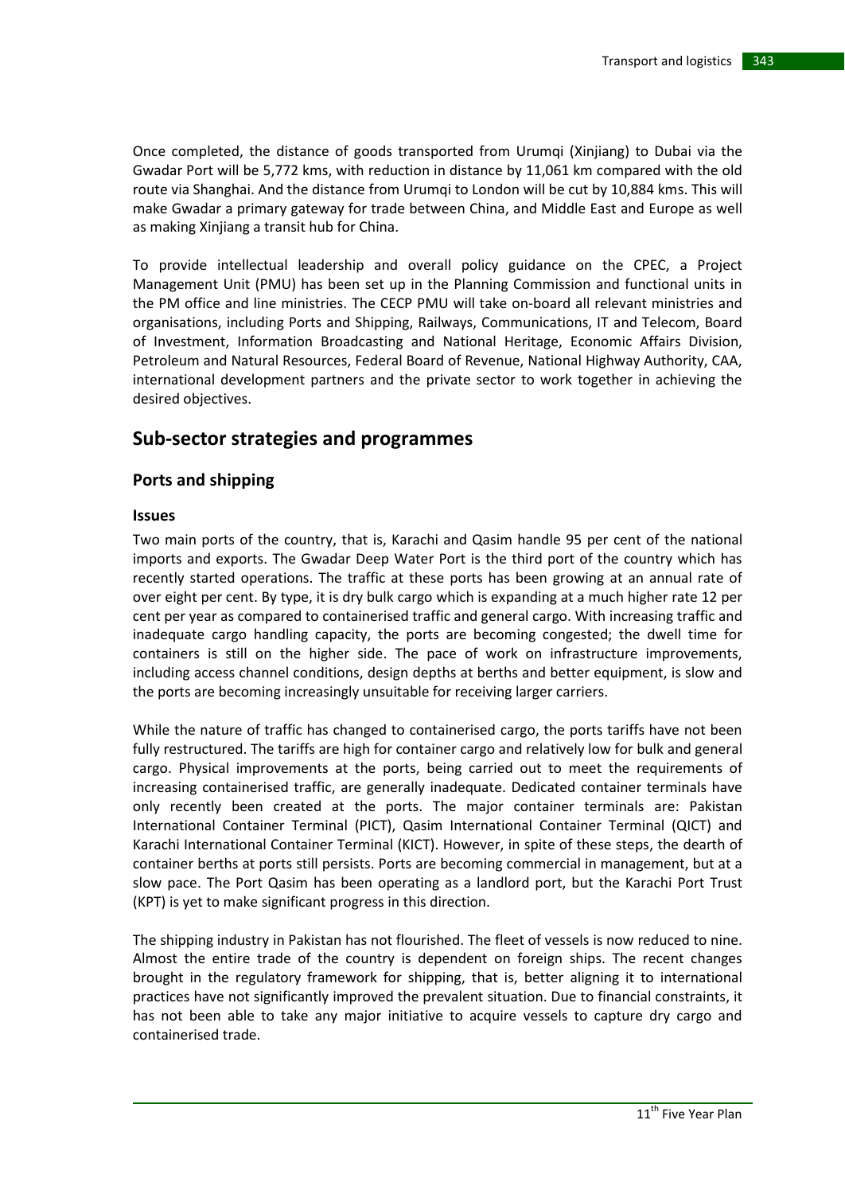Once completed, the distance of goods transported from Urumqi (Xinjiang) to Dubai via the Gwadar Port will be 5,772 kms, with reduction in distance by 11,061 km compared with the old route via Shanghai. And the distance from Urumqi to London will be cut by 10,884 kms. This will make Gwadar a primary gateway for trade between China, and Middle East and Europe as well as making Xinjiang a transit hub for China.

To provide intellectual leadership and overall policy guidance on the CPEC, a Project Management Unit (PMU) has been set up in the Planning Commission and functional units in the PM office and line ministries. The CECP PMU will take on-board all relevant ministries and organisations, including Ports and Shipping, Railways, Communications, IT and Telecom, Board of Investment, Information Broadcasting and National Heritage, Economic Affairs Division, Petroleum and Natural Resources, Federal Board of Revenue, National Highway Authority, CAA, international development partners and the private sector to work together in achieving the desired objectives.

## Sub-sector strategies and programmes

### Ports and shipping

#### Issues

Two main ports of the country, that is, Karachi and Qasim handle 95 per cent of the national imports and exports. The Gwadar Deep Water Port is the third port of the country which has recently started operations. The traffic at these ports has been growing at an annual rate of over eight per cent. By type, it is dry bulk cargo which is expanding at a much higher rate 12 per cent per year as compared to containerised traffic and general cargo. With increasing traffic and inadequate cargo handling capacity, the ports are becoming congested; the dwell time for containers is still on the higher side. The pace of work on infrastructure improvements, including access channel conditions, design depths at berths and better equipment, is slow and the ports are becoming increasingly unsuitable for receiving larger carriers.

While the nature of traffic has changed to containerised cargo, the ports tariffs have not been fully restructured. The tariffs are high for container cargo and relatively low for bulk and general cargo. Physical improvements at the ports, being carried out to meet the requirements of increasing containerised traffic, are generally inadequate. Dedicated container terminals have only recently been created at the ports. The major container terminals are: Pakistan International Container Terminal (PICT), Qasim International Container Terminal (QICT) and Karachi International Container Terminal (KICT). However, in spite of these steps, the dearth of container berths at ports still persists. Ports are becoming commercial in management, but at a slow pace. The Port Qasim has been operating as a landlord port, but the Karachi Port Trust (KPT) is yet to make significant progress in this direction.

The shipping industry in Pakistan has not flourished. The fleet of vessels is now reduced to nine. Almost the entire trade of the country is dependent on foreign ships. The recent changes brought in the regulatory framework for shipping, that is, better aligning it to international practices have not significantly improved the prevalent situation. Due to financial constraints, it has not been able to take any major initiative to acquire vessels to capture dry cargo and containerised trade.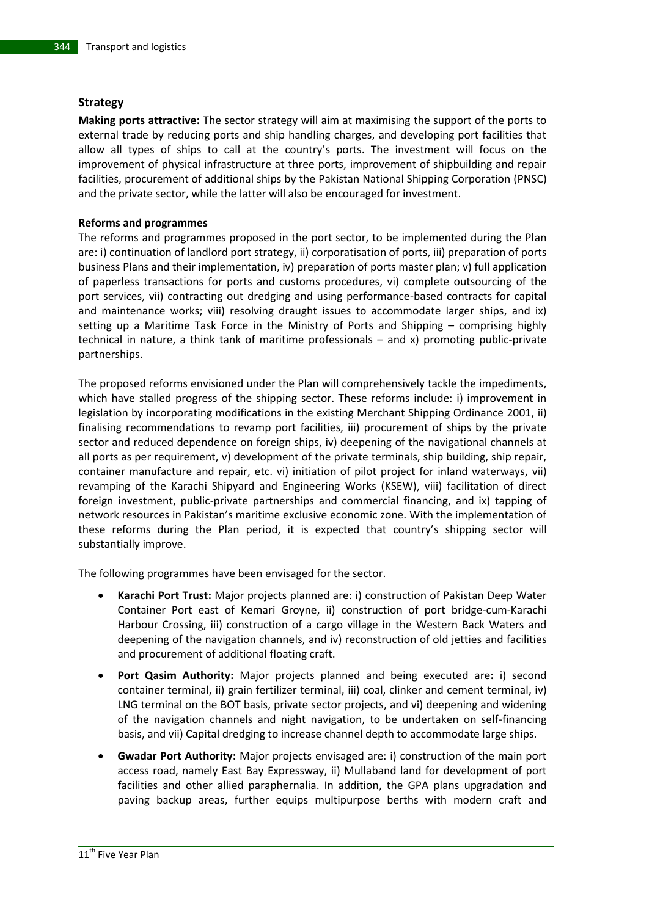### Strategy

**Making ports attractive:** The sector strategy will aim at maximising the support of the ports to external trade by reducing ports and ship handling charges, and developing port facilities that allow all types of ships to call at the country's ports. The investment will focus on the improvement of physical infrastructure at three ports, improvement of shipbuilding and repair facilities, procurement of additional ships by the Pakistan National Shipping Corporation (PNSC) and the private sector, while the latter will also be encouraged for investment.

**Reforms and programmes**

The reforms and programmes proposed in the port sector, to be implemented during the Plan are: i) continuation of landlord port strategy, ii) corporatisation of ports, iii) preparation of ports business Plans and their implementation, iv) preparation of ports master plan; v) full application of paperless transactions for ports and customs procedures, vi) complete outsourcing of the port services, vii) contracting out dredging and using performance-based contracts for capital and maintenance works; viii) resolving draught issues to accommodate larger ships, and ix) setting up a Maritime Task Force in the Ministry of Ports and Shipping – comprising highly technical in nature, a think tank of maritime professionals – and x) promoting public-private partnerships.

The proposed reforms envisioned under the Plan will comprehensively tackle the impediments, which have stalled progress of the shipping sector. These reforms include: i) improvement in legislation by incorporating modifications in the existing Merchant Shipping Ordinance 2001, ii) finalising recommendations to revamp port facilities, iii) procurement of ships by the private sector and reduced dependence on foreign ships, iv) deepening of the navigational channels at all ports as per requirement, v) development of the private terminals, ship building, ship repair, container manufacture and repair, etc. vi) initiation of pilot project for inland waterways, vii) revamping of the Karachi Shipyard and Engineering Works (KSEW), viii) facilitation of direct foreign investment, public-private partnerships and commercial financing, and ix) tapping of network resources in Pakistan's maritime exclusive economic zone. With the implementation of these reforms during the Plan period, it is expected that country's shipping sector will substantially improve.

The following programmes have been envisaged for the sector.

- **Karachi Port Trust:** Major projects planned are: i) construction of Pakistan Deep Water Container Port east of Kemari Groyne, ii) construction of port bridge-cum-Karachi Harbour Crossing, iii) construction of a cargo village in the Western Back Waters and deepening of the navigation channels, and iv) reconstruction of old jetties and facilities and procurement of additional floating craft.
- **Port Qasim Authority:** Major projects planned and being executed are**:** i) second container terminal, ii) grain fertilizer terminal, iii) coal, clinker and cement terminal, iv) LNG terminal on the BOT basis, private sector projects, and vi) deepening and widening of the navigation channels and night navigation, to be undertaken on self-financing basis, and vii) Capital dredging to increase channel depth to accommodate large ships.
- **Gwadar Port Authority:** Major projects envisaged are: i) construction of the main port access road, namely East Bay Expressway, ii) Mullaband land for development of port facilities and other allied paraphernalia. In addition, the GPA plans upgradation and paving backup areas, further equips multipurpose berths with modern craft and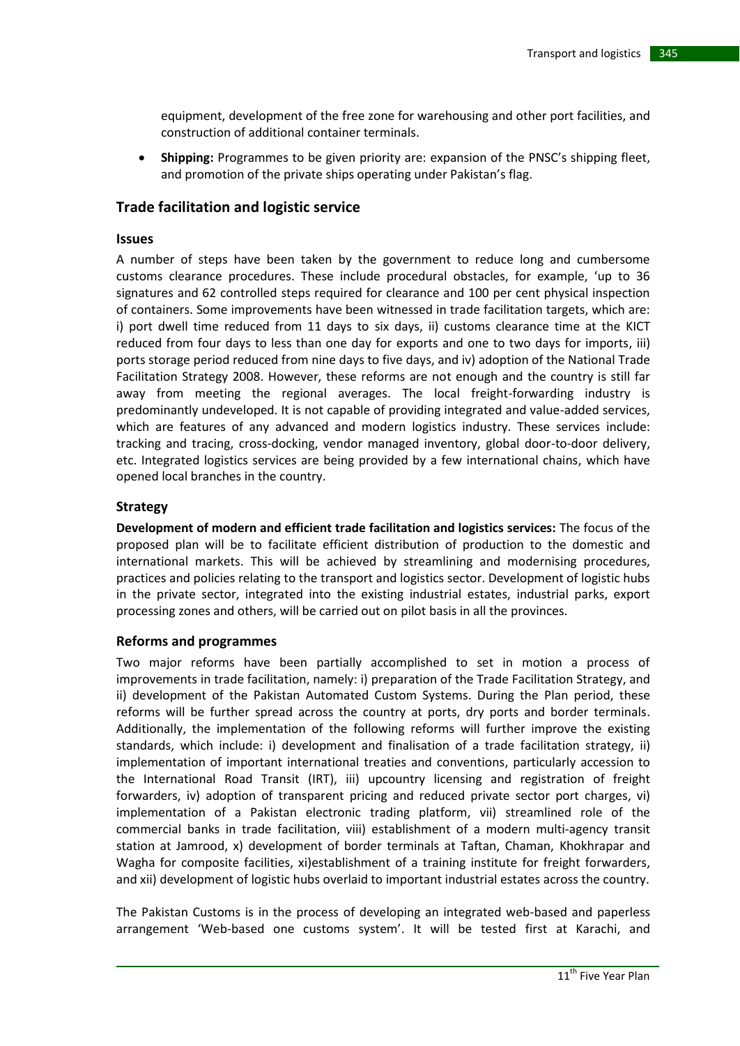equipment, development of the free zone for warehousing and other port facilities, and construction of additional container terminals.

- **Shipping:** Programmes to be given priority are: expansion of the PNSC's shipping fleet, and promotion of the private ships operating under Pakistan's flag.

## Trade facilitation and logistic service

### Issues

A number of steps have been taken by the government to reduce long and cumbersome customs clearance procedures. These include procedural obstacles, for example, 'up to 36 signatures and 62 controlled steps required for clearance and 100 per cent physical inspection of containers. Some improvements have been witnessed in trade facilitation targets, which are: i) port dwell time reduced from 11 days to six days, ii) customs clearance time at the KICT reduced from four days to less than one day for exports and one to two days for imports, iii) ports storage period reduced from nine days to five days, and iv) adoption of the National Trade Facilitation Strategy 2008. However, these reforms are not enough and the country is still far away from meeting the regional averages. The local freight-forwarding industry is predominantly undeveloped. It is not capable of providing integrated and value-added services, which are features of any advanced and modern logistics industry. These services include: tracking and tracing, cross-docking, vendor managed inventory, global door-to-door delivery, etc. Integrated logistics services are being provided by a few international chains, which have opened local branches in the country.

### Strategy

**Development of modern and efficient trade facilitation and logistics services:** The focus of the proposed plan will be to facilitate efficient distribution of production to the domestic and international markets. This will be achieved by streamlining and modernising procedures, practices and policies relating to the transport and logistics sector. Development of logistic hubs in the private sector, integrated into the existing industrial estates, industrial parks, export processing zones and others, will be carried out on pilot basis in all the provinces.

### Reforms and programmes

Two major reforms have been partially accomplished to set in motion a process of improvements in trade facilitation, namely: i) preparation of the Trade Facilitation Strategy, and ii) development of the Pakistan Automated Custom Systems. During the Plan period, these reforms will be further spread across the country at ports, dry ports and border terminals. Additionally, the implementation of the following reforms will further improve the existing standards, which include: i) development and finalisation of a trade facilitation strategy, ii) implementation of important international treaties and conventions, particularly accession to the International Road Transit (IRT), iii) upcountry licensing and registration of freight forwarders, iv) adoption of transparent pricing and reduced private sector port charges, vi) implementation of a Pakistan electronic trading platform, vii) streamlined role of the commercial banks in trade facilitation, viii) establishment of a modern multi-agency transit station at Jamrood, x) development of border terminals at Taftan, Chaman, Khokhrapar and Wagha for composite facilities, xi)establishment of a training institute for freight forwarders, and xii) development of logistic hubs overlaid to important industrial estates across the country.

The Pakistan Customs is in the process of developing an integrated web-based and paperless arrangement 'Web-based one customs system'. It will be tested first at Karachi, and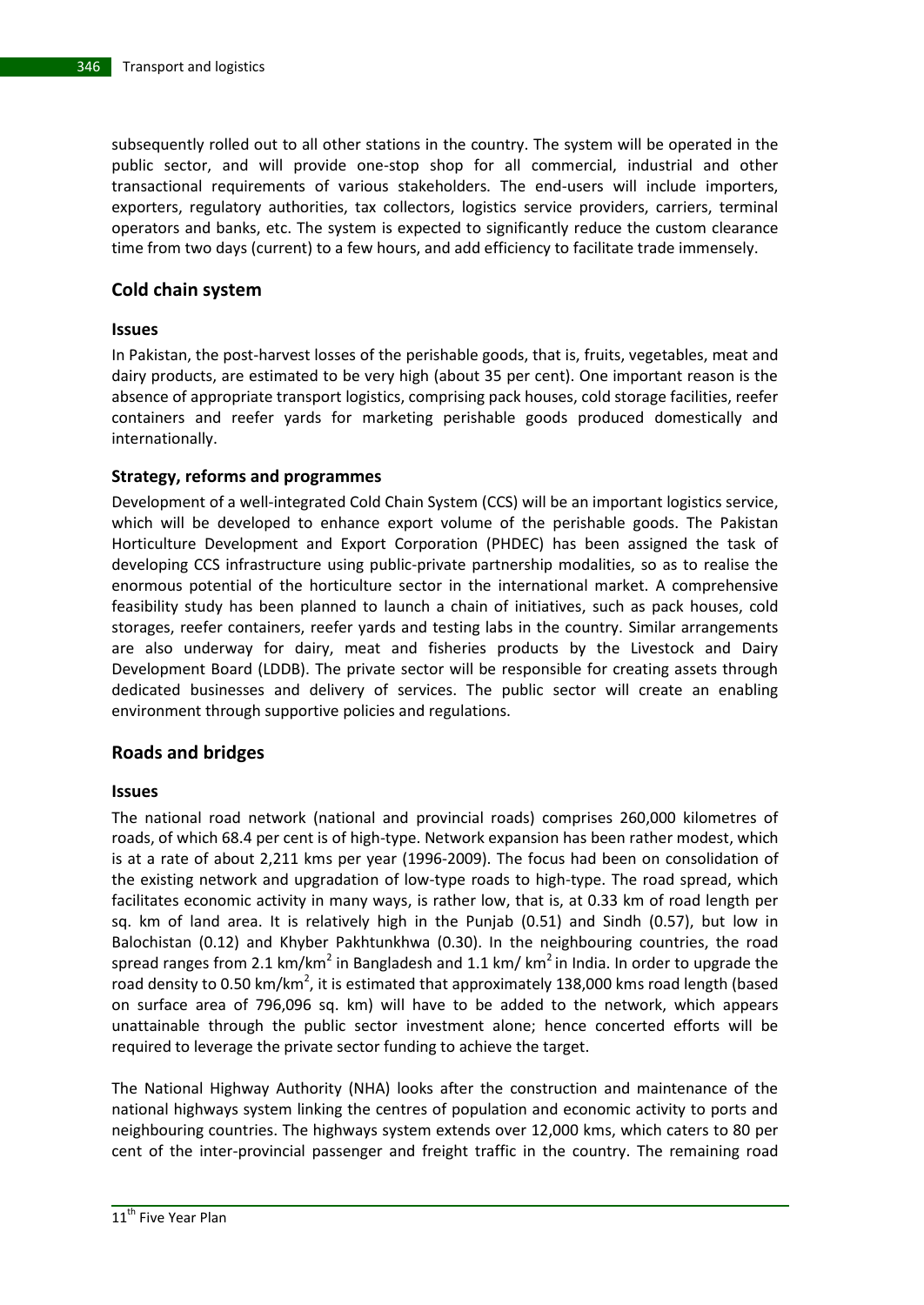subsequently rolled out to all other stations in the country. The system will be operated in the public sector, and will provide one-stop shop for all commercial, industrial and other transactional requirements of various stakeholders. The end-users will include importers, exporters, regulatory authorities, tax collectors, logistics service providers, carriers, terminal operators and banks, etc. The system is expected to significantly reduce the custom clearance time from two days (current) to a few hours, and add efficiency to facilitate trade immensely.

## Cold chain system

### Issues

In Pakistan, the post-harvest losses of the perishable goods, that is, fruits, vegetables, meat and dairy products, are estimated to be very high (about 35 per cent). One important reason is the absence of appropriate transport logistics, comprising pack houses, cold storage facilities, reefer containers and reefer yards for marketing perishable goods produced domestically and internationally.

### Strategy, reforms and programmes

Development of a well-integrated Cold Chain System (CCS) will be an important logistics service, which will be developed to enhance export volume of the perishable goods. The Pakistan Horticulture Development and Export Corporation (PHDEC) has been assigned the task of developing CCS infrastructure using public-private partnership modalities, so as to realise the enormous potential of the horticulture sector in the international market. A comprehensive feasibility study has been planned to launch a chain of initiatives, such as pack houses, cold storages, reefer containers, reefer yards and testing labs in the country. Similar arrangements are also underway for dairy, meat and fisheries products by the Livestock and Dairy Development Board (LDDB). The private sector will be responsible for creating assets through dedicated businesses and delivery of services. The public sector will create an enabling environment through supportive policies and regulations.

## Roads and bridges

### Issues

The national road network (national and provincial roads) comprises 260,000 kilometres of roads, of which 68.4 per cent is of high-type. Network expansion has been rather modest, which is at a rate of about 2,211 kms per year (1996-2009). The focus had been on consolidation of the existing network and upgradation of low-type roads to high-type. The road spread, which facilitates economic activity in many ways, is rather low, that is, at 0.33 km of road length per sq. km of land area. It is relatively high in the Punjab (0.51) and Sindh (0.57), but low in Balochistan (0.12) and Khyber Pakhtunkhwa (0.30). In the neighbouring countries, the road spread ranges from 2.1 km/km$^2$ in Bangladesh and 1.1 km/ km$^2$ in India. In order to upgrade the road density to 0.50 km/km$^2$, it is estimated that approximately 138,000 kms road length (based on surface area of 796,096 sq. km) will have to be added to the network, which appears unattainable through the public sector investment alone; hence concerted efforts will be required to leverage the private sector funding to achieve the target.

The National Highway Authority (NHA) looks after the construction and maintenance of the national highways system linking the centres of population and economic activity to ports and neighbouring countries. The highways system extends over 12,000 kms, which caters to 80 per cent of the inter-provincial passenger and freight traffic in the country. The remaining road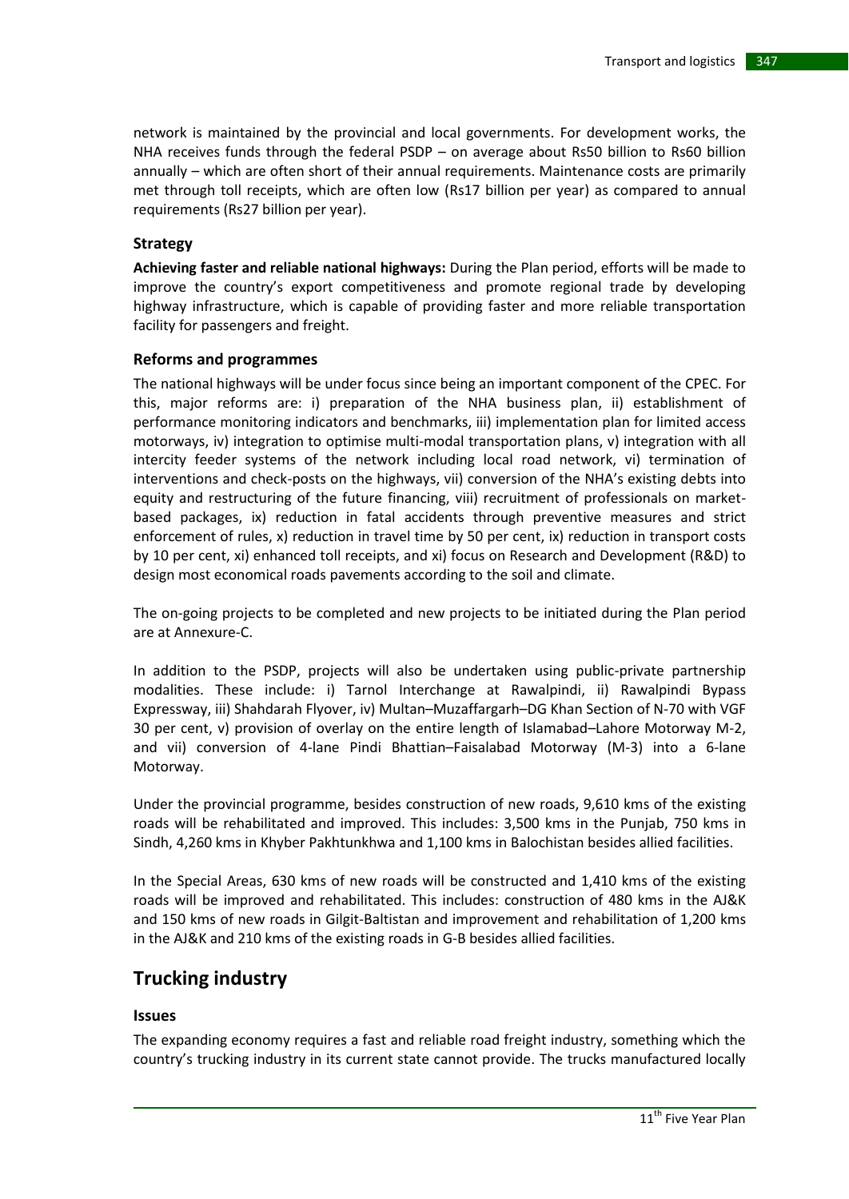network is maintained by the provincial and local governments. For development works, the NHA receives funds through the federal PSDP – on average about Rs50 billion to Rs60 billion annually – which are often short of their annual requirements. Maintenance costs are primarily met through toll receipts, which are often low (Rs17 billion per year) as compared to annual requirements (Rs27 billion per year).

### Strategy

**Achieving faster and reliable national highways:** During the Plan period, efforts will be made to improve the country's export competitiveness and promote regional trade by developing highway infrastructure, which is capable of providing faster and more reliable transportation facility for passengers and freight.

### Reforms and programmes

The national highways will be under focus since being an important component of the CPEC. For this, major reforms are: i) preparation of the NHA business plan, ii) establishment of performance monitoring indicators and benchmarks, iii) implementation plan for limited access motorways, iv) integration to optimise multi-modal transportation plans, v) integration with all intercity feeder systems of the network including local road network, vi) termination of interventions and check-posts on the highways, vii) conversion of the NHA's existing debts into equity and restructuring of the future financing, viii) recruitment of professionals on market-based packages, ix) reduction in fatal accidents through preventive measures and strict enforcement of rules, x) reduction in travel time by 50 per cent, ix) reduction in transport costs by 10 per cent, xi) enhanced toll receipts, and xi) focus on Research and Development (R&D) to design most economical roads pavements according to the soil and climate.

The on-going projects to be completed and new projects to be initiated during the Plan period are at Annexure-C.

In addition to the PSDP, projects will also be undertaken using public-private partnership modalities. These include: i) Tarnol Interchange at Rawalpindi, ii) Rawalpindi Bypass Expressway, iii) Shahdarah Flyover, iv) Multan–Muzaffargarh–DG Khan Section of N-70 with VGF 30 per cent, v) provision of overlay on the entire length of Islamabad–Lahore Motorway M-2, and vii) conversion of 4-lane Pindi Bhattian–Faisalabad Motorway (M-3) into a 6-lane Motorway.

Under the provincial programme, besides construction of new roads, 9,610 kms of the existing roads will be rehabilitated and improved. This includes: 3,500 kms in the Punjab, 750 kms in Sindh, 4,260 kms in Khyber Pakhtunkhwa and 1,100 kms in Balochistan besides allied facilities.

In the Special Areas, 630 kms of new roads will be constructed and 1,410 kms of the existing roads will be improved and rehabilitated. This includes: construction of 480 kms in the AJ&K and 150 kms of new roads in Gilgit-Baltistan and improvement and rehabilitation of 1,200 kms in the AJ&K and 210 kms of the existing roads in G-B besides allied facilities.

## Trucking industry

### Issues

The expanding economy requires a fast and reliable road freight industry, something which the country's trucking industry in its current state cannot provide. The trucks manufactured locally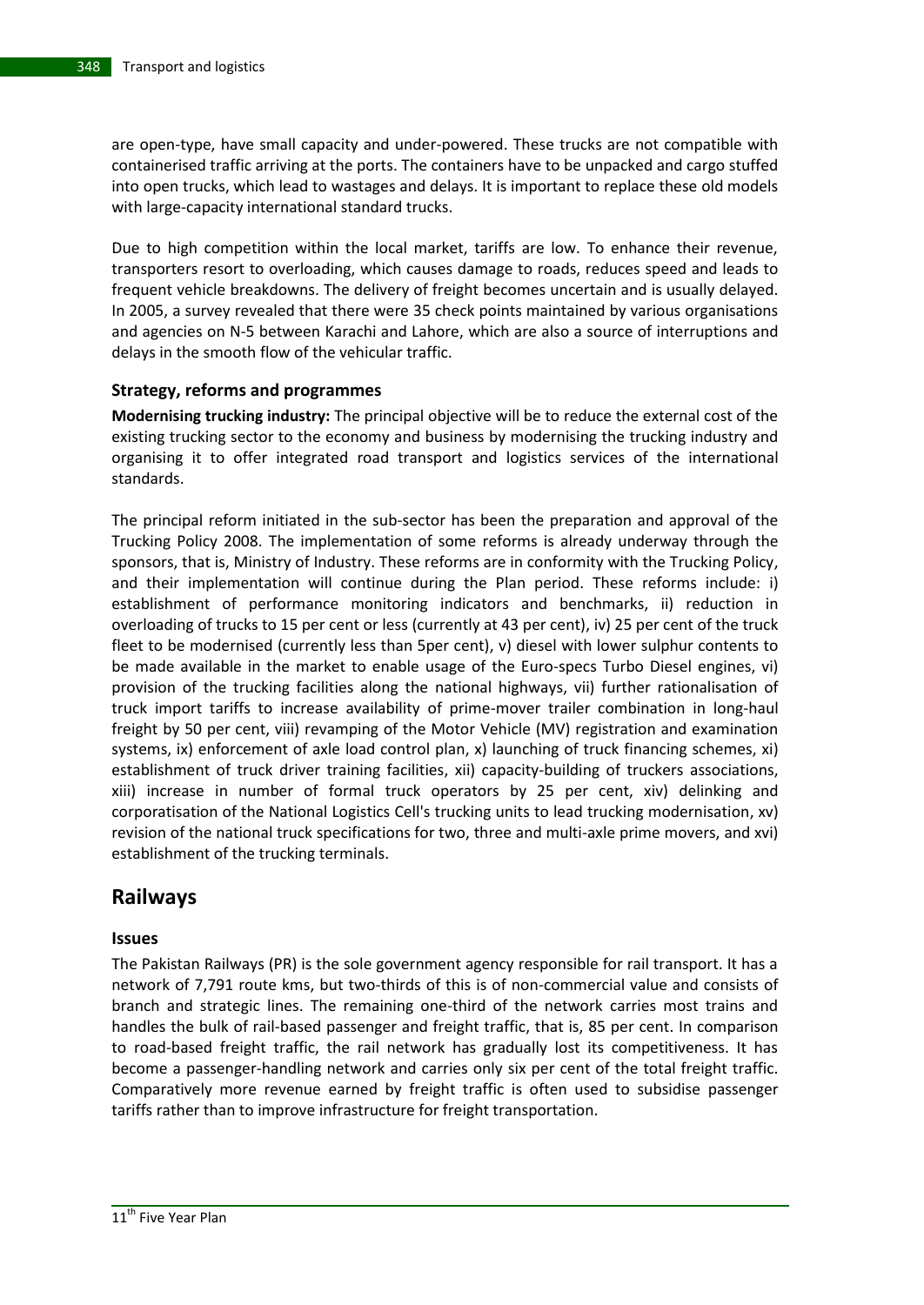are open-type, have small capacity and under-powered. These trucks are not compatible with containerised traffic arriving at the ports. The containers have to be unpacked and cargo stuffed into open trucks, which lead to wastages and delays. It is important to replace these old models with large-capacity international standard trucks.

Due to high competition within the local market, tariffs are low. To enhance their revenue, transporters resort to overloading, which causes damage to roads, reduces speed and leads to frequent vehicle breakdowns. The delivery of freight becomes uncertain and is usually delayed. In 2005, a survey revealed that there were 35 check points maintained by various organisations and agencies on N-5 between Karachi and Lahore, which are also a source of interruptions and delays in the smooth flow of the vehicular traffic.

### Strategy, reforms and programmes

**Modernising trucking industry:** The principal objective will be to reduce the external cost of the existing trucking sector to the economy and business by modernising the trucking industry and organising it to offer integrated road transport and logistics services of the international standards.

The principal reform initiated in the sub-sector has been the preparation and approval of the Trucking Policy 2008. The implementation of some reforms is already underway through the sponsors, that is, Ministry of Industry. These reforms are in conformity with the Trucking Policy, and their implementation will continue during the Plan period. These reforms include: i) establishment of performance monitoring indicators and benchmarks, ii) reduction in overloading of trucks to 15 per cent or less (currently at 43 per cent), iv) 25 per cent of the truck fleet to be modernised (currently less than 5per cent), v) diesel with lower sulphur contents to be made available in the market to enable usage of the Euro-specs Turbo Diesel engines, vi) provision of the trucking facilities along the national highways, vii) further rationalisation of truck import tariffs to increase availability of prime-mover trailer combination in long-haul freight by 50 per cent, viii) revamping of the Motor Vehicle (MV) registration and examination systems, ix) enforcement of axle load control plan, x) launching of truck financing schemes, xi) establishment of truck driver training facilities, xii) capacity-building of truckers associations, xiii) increase in number of formal truck operators by 25 per cent, xiv) delinking and corporatisation of the National Logistics Cell's trucking units to lead trucking modernisation, xv) revision of the national truck specifications for two, three and multi-axle prime movers, and xvi) establishment of the trucking terminals.

## Railways

### Issues

The Pakistan Railways (PR) is the sole government agency responsible for rail transport. It has a network of 7,791 route kms, but two-thirds of this is of non-commercial value and consists of branch and strategic lines. The remaining one-third of the network carries most trains and handles the bulk of rail-based passenger and freight traffic, that is, 85 per cent. In comparison to road-based freight traffic, the rail network has gradually lost its competitiveness. It has become a passenger-handling network and carries only six per cent of the total freight traffic. Comparatively more revenue earned by freight traffic is often used to subsidise passenger tariffs rather than to improve infrastructure for freight transportation.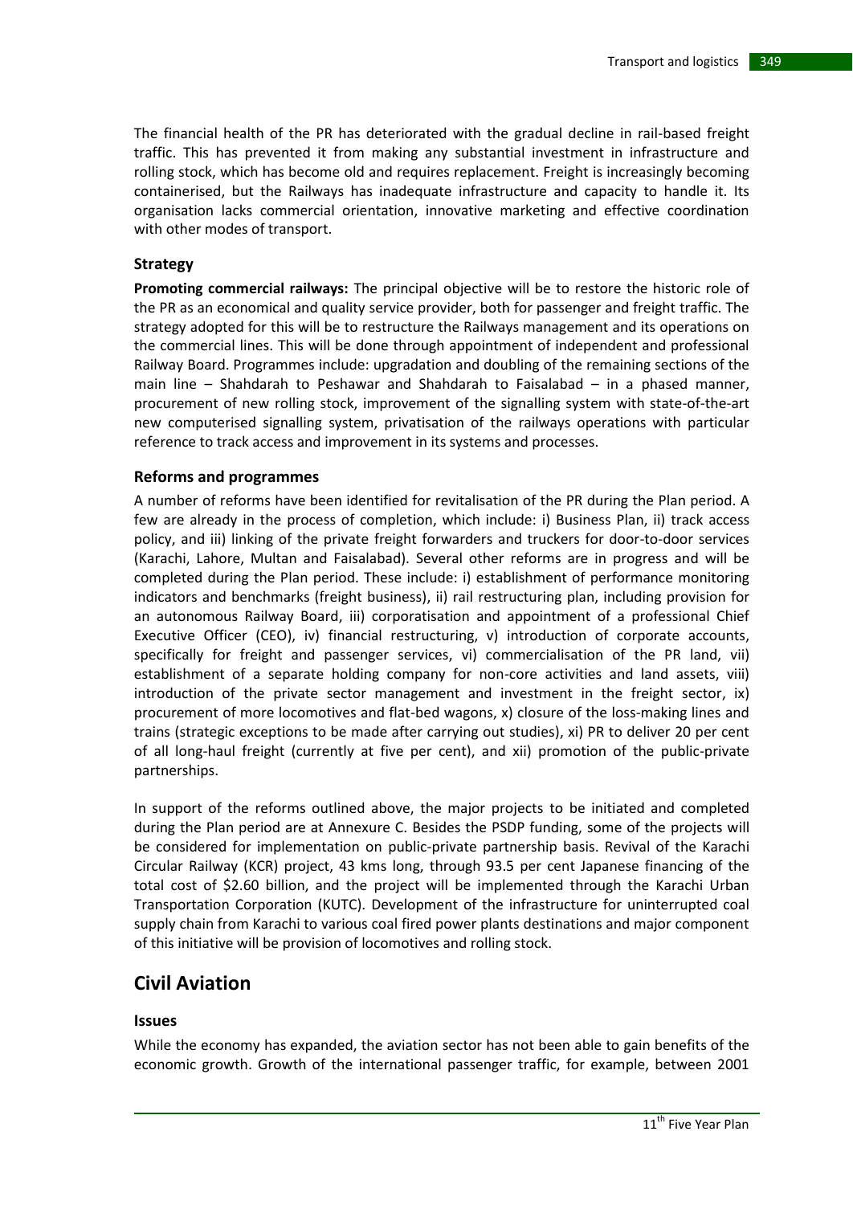The financial health of the PR has deteriorated with the gradual decline in rail-based freight traffic. This has prevented it from making any substantial investment in infrastructure and rolling stock, which has become old and requires replacement. Freight is increasingly becoming containerised, but the Railways has inadequate infrastructure and capacity to handle it. Its organisation lacks commercial orientation, innovative marketing and effective coordination with other modes of transport.

### Strategy

**Promoting commercial railways:** The principal objective will be to restore the historic role of the PR as an economical and quality service provider, both for passenger and freight traffic. The strategy adopted for this will be to restructure the Railways management and its operations on the commercial lines. This will be done through appointment of independent and professional Railway Board. Programmes include: upgradation and doubling of the remaining sections of the main line – Shahdarah to Peshawar and Shahdarah to Faisalabad – in a phased manner, procurement of new rolling stock, improvement of the signalling system with state-of-the-art new computerised signalling system, privatisation of the railways operations with particular reference to track access and improvement in its systems and processes.

### Reforms and programmes

A number of reforms have been identified for revitalisation of the PR during the Plan period. A few are already in the process of completion, which include: i) Business Plan, ii) track access policy, and iii) linking of the private freight forwarders and truckers for door-to-door services (Karachi, Lahore, Multan and Faisalabad). Several other reforms are in progress and will be completed during the Plan period. These include: i) establishment of performance monitoring indicators and benchmarks (freight business), ii) rail restructuring plan, including provision for an autonomous Railway Board, iii) corporatisation and appointment of a professional Chief Executive Officer (CEO), iv) financial restructuring, v) introduction of corporate accounts, specifically for freight and passenger services, vi) commercialisation of the PR land, vii) establishment of a separate holding company for non-core activities and land assets, viii) introduction of the private sector management and investment in the freight sector, ix) procurement of more locomotives and flat-bed wagons, x) closure of the loss-making lines and trains (strategic exceptions to be made after carrying out studies), xi) PR to deliver 20 per cent of all long-haul freight (currently at five per cent), and xii) promotion of the public-private partnerships.

In support of the reforms outlined above, the major projects to be initiated and completed during the Plan period are at Annexure C. Besides the PSDP funding, some of the projects will be considered for implementation on public-private partnership basis. Revival of the Karachi Circular Railway (KCR) project, 43 kms long, through 93.5 per cent Japanese financing of the total cost of $2.60 billion, and the project will be implemented through the Karachi Urban Transportation Corporation (KUTC). Development of the infrastructure for uninterrupted coal supply chain from Karachi to various coal fired power plants destinations and major component of this initiative will be provision of locomotives and rolling stock.

## Civil Aviation

### Issues

While the economy has expanded, the aviation sector has not been able to gain benefits of the economic growth. Growth of the international passenger traffic, for example, between 2001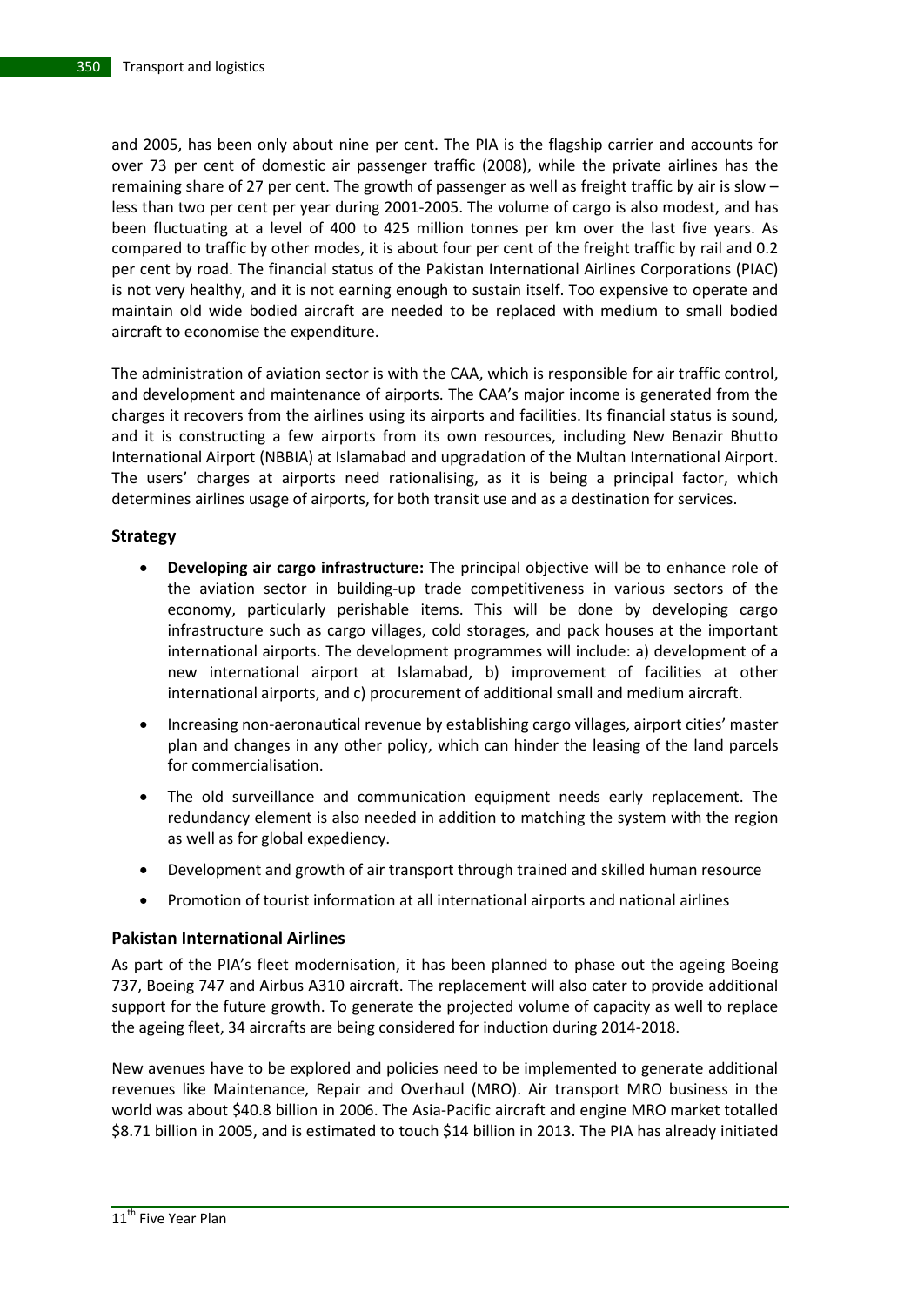and 2005, has been only about nine per cent. The PIA is the flagship carrier and accounts for over 73 per cent of domestic air passenger traffic (2008), while the private airlines has the remaining share of 27 per cent. The growth of passenger as well as freight traffic by air is slow – less than two per cent per year during 2001-2005. The volume of cargo is also modest, and has been fluctuating at a level of 400 to 425 million tonnes per km over the last five years. As compared to traffic by other modes, it is about four per cent of the freight traffic by rail and 0.2 per cent by road. The financial status of the Pakistan International Airlines Corporations (PIAC) is not very healthy, and it is not earning enough to sustain itself. Too expensive to operate and maintain old wide bodied aircraft are needed to be replaced with medium to small bodied aircraft to economise the expenditure.

The administration of aviation sector is with the CAA, which is responsible for air traffic control, and development and maintenance of airports. The CAA's major income is generated from the charges it recovers from the airlines using its airports and facilities. Its financial status is sound, and it is constructing a few airports from its own resources, including New Benazir Bhutto International Airport (NBBIA) at Islamabad and upgradation of the Multan International Airport. The users' charges at airports need rationalising, as it is being a principal factor, which determines airlines usage of airports, for both transit use and as a destination for services.

### Strategy

- **Developing air cargo infrastructure:** The principal objective will be to enhance role of the aviation sector in building-up trade competitiveness in various sectors of the economy, particularly perishable items. This will be done by developing cargo infrastructure such as cargo villages, cold storages, and pack houses at the important international airports. The development programmes will include: a) development of a new international airport at Islamabad, b) improvement of facilities at other international airports, and c) procurement of additional small and medium aircraft.
- Increasing non-aeronautical revenue by establishing cargo villages, airport cities' master plan and changes in any other policy, which can hinder the leasing of the land parcels for commercialisation.
- The old surveillance and communication equipment needs early replacement. The redundancy element is also needed in addition to matching the system with the region as well as for global expediency.
- Development and growth of air transport through trained and skilled human resource
- Promotion of tourist information at all international airports and national airlines

### Pakistan International Airlines

As part of the PIA's fleet modernisation, it has been planned to phase out the ageing Boeing 737, Boeing 747 and Airbus A310 aircraft. The replacement will also cater to provide additional support for the future growth. To generate the projected volume of capacity as well to replace the ageing fleet, 34 aircrafts are being considered for induction during 2014-2018.

New avenues have to be explored and policies need to be implemented to generate additional revenues like Maintenance, Repair and Overhaul (MRO). Air transport MRO business in the world was about $40.8 billion in 2006. The Asia-Pacific aircraft and engine MRO market totalled $8.71 billion in 2005, and is estimated to touch $14 billion in 2013. The PIA has already initiated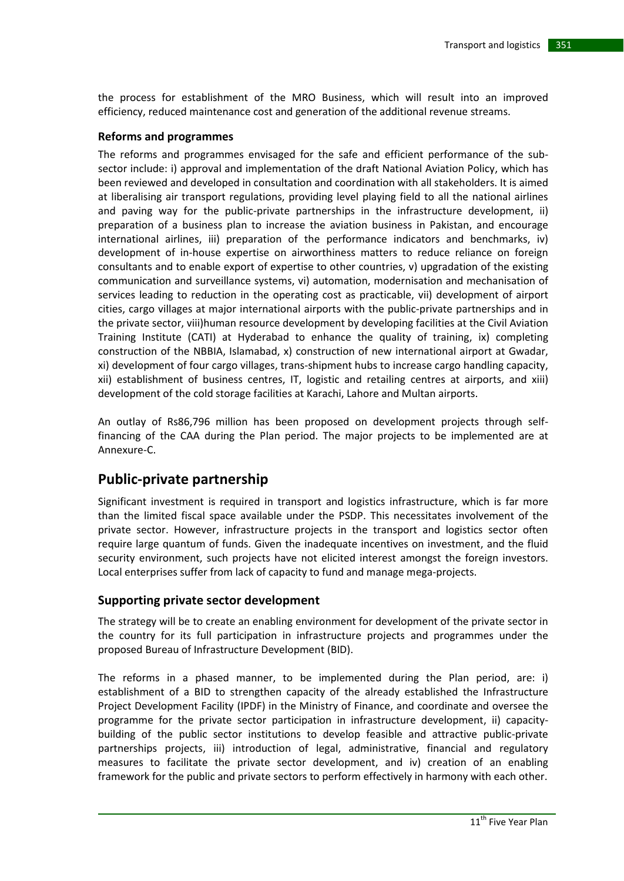the process for establishment of the MRO Business, which will result into an improved efficiency, reduced maintenance cost and generation of the additional revenue streams.

### Reforms and programmes

The reforms and programmes envisaged for the safe and efficient performance of the sub-sector include: i) approval and implementation of the draft National Aviation Policy, which has been reviewed and developed in consultation and coordination with all stakeholders. It is aimed at liberalising air transport regulations, providing level playing field to all the national airlines and paving way for the public-private partnerships in the infrastructure development, ii) preparation of a business plan to increase the aviation business in Pakistan, and encourage international airlines, iii) preparation of the performance indicators and benchmarks, iv) development of in-house expertise on airworthiness matters to reduce reliance on foreign consultants and to enable export of expertise to other countries, v) upgradation of the existing communication and surveillance systems, vi) automation, modernisation and mechanisation of services leading to reduction in the operating cost as practicable, vii) development of airport cities, cargo villages at major international airports with the public-private partnerships and in the private sector, viii)human resource development by developing facilities at the Civil Aviation Training Institute (CATI) at Hyderabad to enhance the quality of training, ix) completing construction of the NBBIA, Islamabad, x) construction of new international airport at Gwadar, xi) development of four cargo villages, trans-shipment hubs to increase cargo handling capacity, xii) establishment of business centres, IT, logistic and retailing centres at airports, and xiii) development of the cold storage facilities at Karachi, Lahore and Multan airports.

An outlay of Rs86,796 million has been proposed on development projects through self-financing of the CAA during the Plan period. The major projects to be implemented are at Annexure-C.

## Public-private partnership

Significant investment is required in transport and logistics infrastructure, which is far more than the limited fiscal space available under the PSDP. This necessitates involvement of the private sector. However, infrastructure projects in the transport and logistics sector often require large quantum of funds. Given the inadequate incentives on investment, and the fluid security environment, such projects have not elicited interest amongst the foreign investors. Local enterprises suffer from lack of capacity to fund and manage mega-projects.

### Supporting private sector development

The strategy will be to create an enabling environment for development of the private sector in the country for its full participation in infrastructure projects and programmes under the proposed Bureau of Infrastructure Development (BID).

The reforms in a phased manner, to be implemented during the Plan period, are: i) establishment of a BID to strengthen capacity of the already established the Infrastructure Project Development Facility (IPDF) in the Ministry of Finance, and coordinate and oversee the programme for the private sector participation in infrastructure development, ii) capacity-building of the public sector institutions to develop feasible and attractive public-private partnerships projects, iii) introduction of legal, administrative, financial and regulatory measures to facilitate the private sector development, and iv) creation of an enabling framework for the public and private sectors to perform effectively in harmony with each other.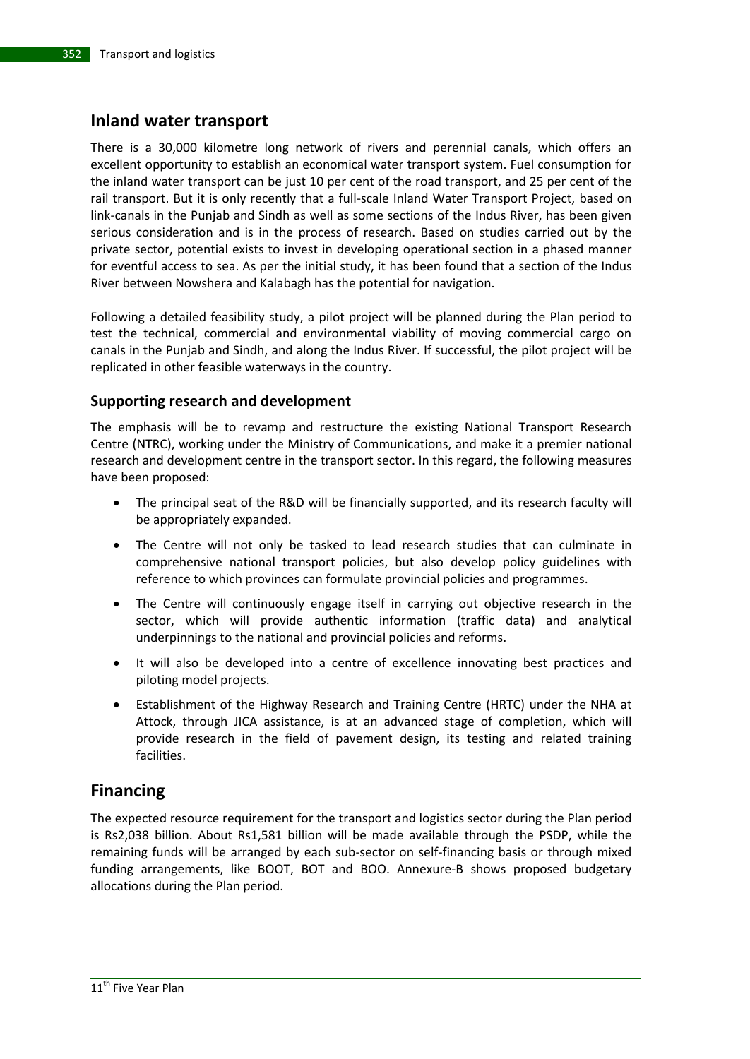## Inland water transport

There is a 30,000 kilometre long network of rivers and perennial canals, which offers an excellent opportunity to establish an economical water transport system. Fuel consumption for the inland water transport can be just 10 per cent of the road transport, and 25 per cent of the rail transport. But it is only recently that a full-scale Inland Water Transport Project, based on link-canals in the Punjab and Sindh as well as some sections of the Indus River, has been given serious consideration and is in the process of research. Based on studies carried out by the private sector, potential exists to invest in developing operational section in a phased manner for eventful access to sea. As per the initial study, it has been found that a section of the Indus River between Nowshera and Kalabagh has the potential for navigation.

Following a detailed feasibility study, a pilot project will be planned during the Plan period to test the technical, commercial and environmental viability of moving commercial cargo on canals in the Punjab and Sindh, and along the Indus River. If successful, the pilot project will be replicated in other feasible waterways in the country.

### Supporting research and development

The emphasis will be to revamp and restructure the existing National Transport Research Centre (NTRC), working under the Ministry of Communications, and make it a premier national research and development centre in the transport sector. In this regard, the following measures have been proposed:

- The principal seat of the R&D will be financially supported, and its research faculty will be appropriately expanded.
- The Centre will not only be tasked to lead research studies that can culminate in comprehensive national transport policies, but also develop policy guidelines with reference to which provinces can formulate provincial policies and programmes.
- The Centre will continuously engage itself in carrying out objective research in the sector, which will provide authentic information (traffic data) and analytical underpinnings to the national and provincial policies and reforms.
- It will also be developed into a centre of excellence innovating best practices and piloting model projects.
- Establishment of the Highway Research and Training Centre (HRTC) under the NHA at Attock, through JICA assistance, is at an advanced stage of completion, which will provide research in the field of pavement design, its testing and related training facilities.

## Financing

The expected resource requirement for the transport and logistics sector during the Plan period is Rs2,038 billion. About Rs1,581 billion will be made available through the PSDP, while the remaining funds will be arranged by each sub-sector on self-financing basis or through mixed funding arrangements, like BOOT, BOT and BOO. Annexure-B shows proposed budgetary allocations during the Plan period.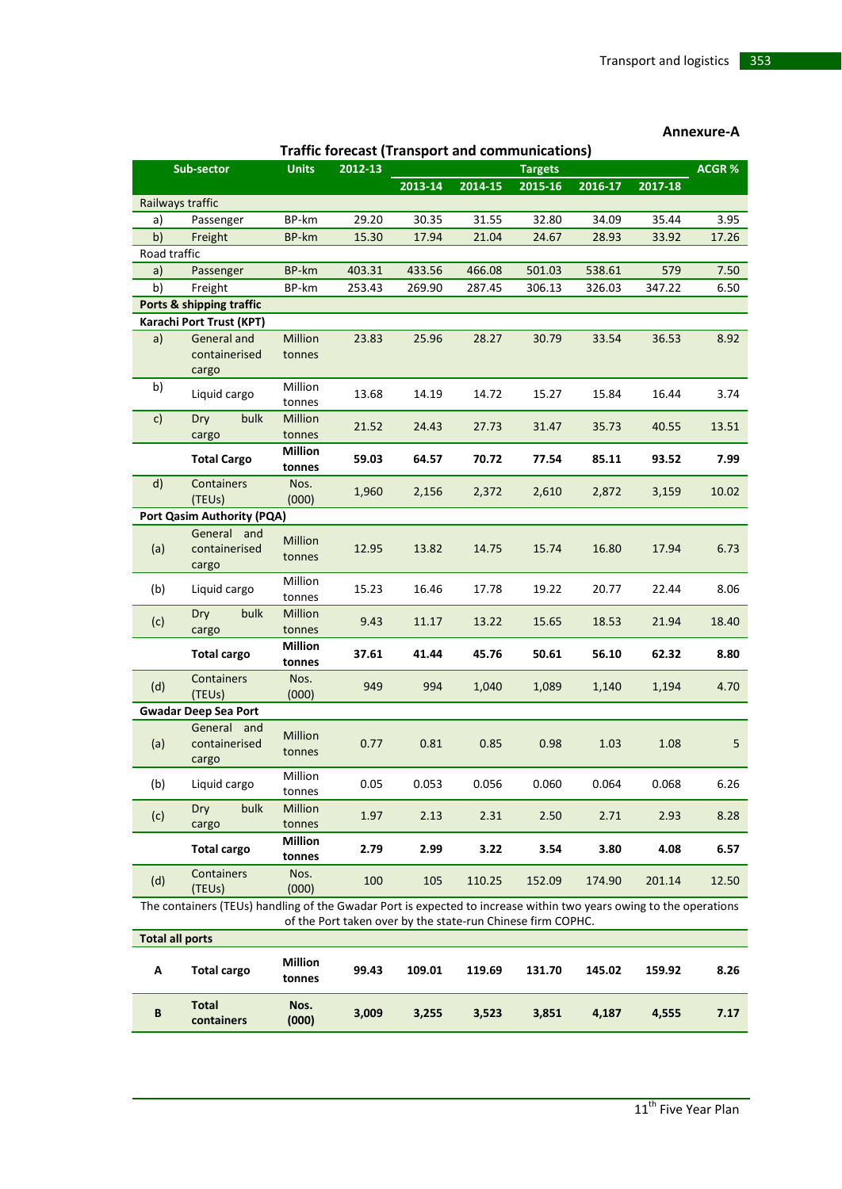**Annexure-A**

**Traffic forecast (Transport and communications)**

| | Sub-sector | Units | 2012-13 | Targets | | | | | ACGR % |
|---|---|---|---|---|---|---|---|---|---|
| | | | | 2013-14 | 2014-15 | 2015-16 | 2016-17 | 2017-18 | |
| Railways traffic | | | | | | | | | |
| a) | Passenger | BP-km | 29.20 | 30.35 | 31.55 | 32.80 | 34.09 | 35.44 | 3.95 |
| b) | Freight | BP-km | 15.30 | 17.94 | 21.04 | 24.67 | 28.93 | 33.92 | 17.26 |
| Road traffic | | | | | | | | | |
| a) | Passenger | BP-km | 403.31 | 433.56 | 466.08 | 501.03 | 538.61 | 579 | 7.50 |
| b) | Freight | BP-km | 253.43 | 269.90 | 287.45 | 306.13 | 326.03 | 347.22 | 6.50 |
| **Ports & shipping traffic** | | | | | | | | | |
| **Karachi Port Trust (KPT)** | | | | | | | | | |
| a) | General and containerised cargo | Million tonnes | 23.83 | 25.96 | 28.27 | 30.79 | 33.54 | 36.53 | 8.92 |
| b) | Liquid cargo | Million tonnes | 13.68 | 14.19 | 14.72 | 15.27 | 15.84 | 16.44 | 3.74 |
| c) | Dry bulk cargo | Million tonnes | 21.52 | 24.43 | 27.73 | 31.47 | 35.73 | 40.55 | 13.51 |
| | **Total Cargo** | **Million tonnes** | **59.03** | **64.57** | **70.72** | **77.54** | **85.11** | **93.52** | **7.99** |
| d) | Containers (TEUs) | Nos. (000) | 1,960 | 2,156 | 2,372 | 2,610 | 2,872 | 3,159 | 10.02 |
| **Port Qasim Authority (PQA)** | | | | | | | | | |
| (a) | General and containerised cargo | Million tonnes | 12.95 | 13.82 | 14.75 | 15.74 | 16.80 | 17.94 | 6.73 |
| (b) | Liquid cargo | Million tonnes | 15.23 | 16.46 | 17.78 | 19.22 | 20.77 | 22.44 | 8.06 |
| (c) | Dry bulk cargo | Million tonnes | 9.43 | 11.17 | 13.22 | 15.65 | 18.53 | 21.94 | 18.40 |
| | **Total cargo** | **Million tonnes** | **37.61** | **41.44** | **45.76** | **50.61** | **56.10** | **62.32** | **8.80** |
| (d) | Containers (TEUs) | Nos. (000) | 949 | 994 | 1,040 | 1,089 | 1,140 | 1,194 | 4.70 |
| **Gwadar Deep Sea Port** | | | | | | | | | |
| (a) | General and containerised cargo | Million tonnes | 0.77 | 0.81 | 0.85 | 0.98 | 1.03 | 1.08 | 5 |
| (b) | Liquid cargo | Million tonnes | 0.05 | 0.053 | 0.056 | 0.060 | 0.064 | 0.068 | 6.26 |
| (c) | Dry bulk cargo | Million tonnes | 1.97 | 2.13 | 2.31 | 2.50 | 2.71 | 2.93 | 8.28 |
| | **Total cargo** | **Million tonnes** | **2.79** | **2.99** | **3.22** | **3.54** | **3.80** | **4.08** | **6.57** |
| (d) | Containers (TEUs) | Nos. (000) | 100 | 105 | 110.25 | 152.09 | 174.90 | 201.14 | 12.50 |
| The containers (TEUs) handling of the Gwadar Port is expected to increase within two years owing to the operations of the Port taken over by the state-run Chinese firm COPHC. | | | | | | | | | |
| **Total all ports** | | | | | | | | | |
| **A** | **Total cargo** | **Million tonnes** | **99.43** | **109.01** | **119.69** | **131.70** | **145.02** | **159.92** | **8.26** |
| **B** | **Total containers** | **Nos. (000)** | **3,009** | **3,255** | **3,523** | **3,851** | **4,187** | **4,555** | **7.17** |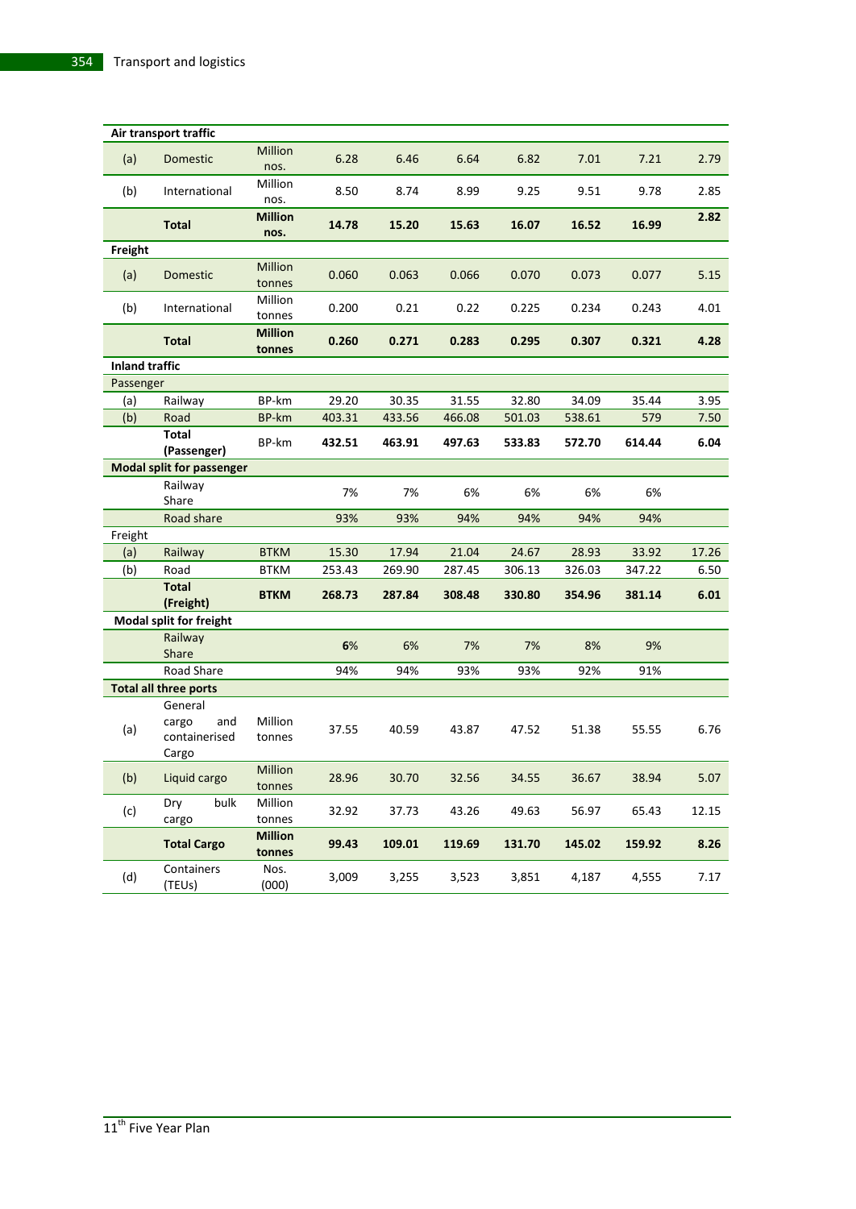| | | | | | | | | | |
|---|---|---|---|---|---|---|---|---|---|
| **Air transport traffic** | | | | | | | | | |
| (a) | Domestic | Million nos. | 6.28 | 6.46 | 6.64 | 6.82 | 7.01 | 7.21 | 2.79 |
| (b) | International | Million nos. | 8.50 | 8.74 | 8.99 | 9.25 | 9.51 | 9.78 | 2.85 |
| | **Total** | **Million nos.** | **14.78** | **15.20** | **15.63** | **16.07** | **16.52** | **16.99** | **2.82** |
| **Freight** | | | | | | | | | |
| (a) | Domestic | Million tonnes | 0.060 | 0.063 | 0.066 | 0.070 | 0.073 | 0.077 | 5.15 |
| (b) | International | Million tonnes | 0.200 | 0.21 | 0.22 | 0.225 | 0.234 | 0.243 | 4.01 |
| | **Total** | **Million tonnes** | **0.260** | **0.271** | **0.283** | **0.295** | **0.307** | **0.321** | **4.28** |
| **Inland traffic** | | | | | | | | | |
| Passenger | | | | | | | | | |
| (a) | Railway | BP-km | 29.20 | 30.35 | 31.55 | 32.80 | 34.09 | 35.44 | 3.95 |
| (b) | Road | BP-km | 403.31 | 433.56 | 466.08 | 501.03 | 538.61 | 579 | 7.50 |
| | **Total (Passenger)** | BP-km | **432.51** | **463.91** | **497.63** | **533.83** | **572.70** | **614.44** | **6.04** |
| **Modal split for passenger** | | | | | | | | | |
| | Railway Share | | 7% | 7% | 6% | 6% | 6% | 6% | |
| | Road share | | 93% | 93% | 94% | 94% | 94% | 94% | |
| Freight | | | | | | | | | |
| (a) | Railway | BTKM | 15.30 | 17.94 | 21.04 | 24.67 | 28.93 | 33.92 | 17.26 |
| (b) | Road | BTKM | 253.43 | 269.90 | 287.45 | 306.13 | 326.03 | 347.22 | 6.50 |
| | **Total (Freight)** | **BTKM** | **268.73** | **287.84** | **308.48** | **330.80** | **354.96** | **381.14** | **6.01** |
| **Modal split for freight** | | | | | | | | | |
| | Railway Share | | **6**% | 6% | 7% | 7% | 8% | 9% | |
| | Road Share | | 94% | 94% | 93% | 93% | 92% | 91% | |
| **Total all three ports** | | | | | | | | | |
| (a) | General cargo and containerised Cargo | Million tonnes | 37.55 | 40.59 | 43.87 | 47.52 | 51.38 | 55.55 | 6.76 |
| (b) | Liquid cargo | Million tonnes | 28.96 | 30.70 | 32.56 | 34.55 | 36.67 | 38.94 | 5.07 |
| (c) | Dry bulk cargo | Million tonnes | 32.92 | 37.73 | 43.26 | 49.63 | 56.97 | 65.43 | 12.15 |
| | **Total Cargo** | **Million tonnes** | **99.43** | **109.01** | **119.69** | **131.70** | **145.02** | **159.92** | **8.26** |
| (d) | Containers (TEUs) | Nos. (000) | 3,009 | 3,255 | 3,523 | 3,851 | 4,187 | 4,555 | 7.17 |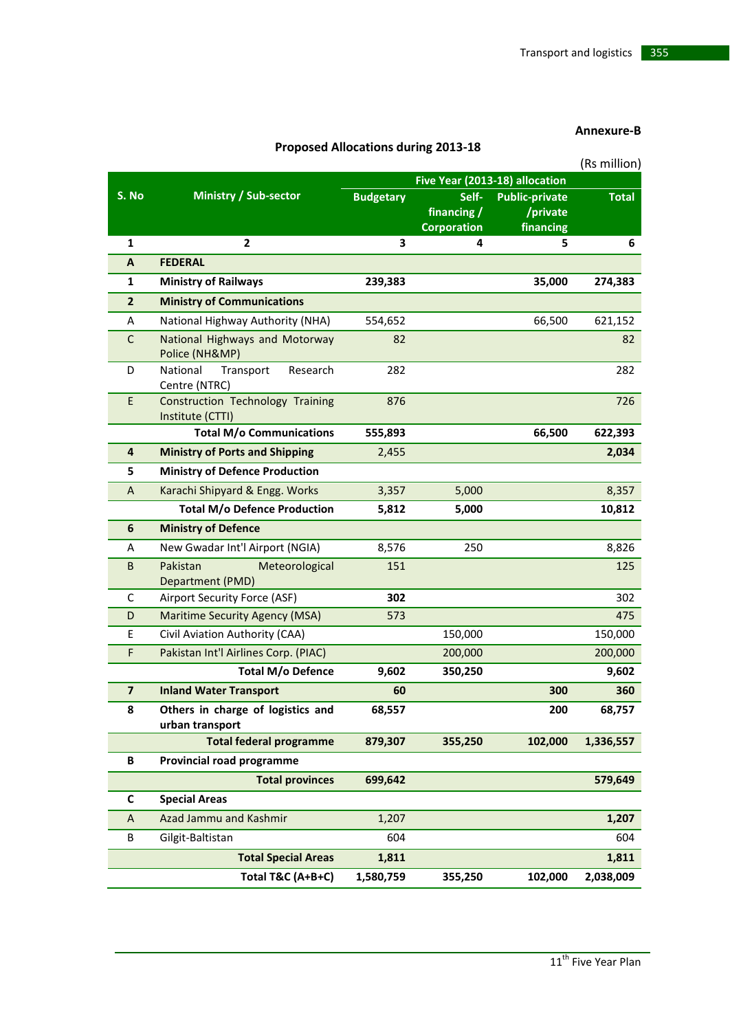**Annexure-B**

**Proposed Allocations during 2013-18**

(Rs million)

| S. No | Ministry / Sub-sector | Five Year (2013-18) allocation | | | |
|---|---|---|---|---|---|
| | | Budgetary | Self-financing / Corporation | Public-private /private financing | Total |
| 1 | 2 | 3 | 4 | 5 | 6 |
| **A** | **FEDERAL** | | | | |
| **1** | **Ministry of Railways** | **239,383** | | **35,000** | **274,383** |
| **2** | **Ministry of Communications** | | | | |
| A | National Highway Authority (NHA) | 554,652 | | 66,500 | 621,152 |
| C | National Highways and Motorway Police (NH&MP) | 82 | | | 82 |
| D | National Transport Research Centre (NTRC) | 282 | | | 282 |
| E | Construction Technology Training Institute (CTTI) | 876 | | | 726 |
| | **Total M/o Communications** | **555,893** | | **66,500** | **622,393** |
| **4** | **Ministry of Ports and Shipping** | 2,455 | | | **2,034** |
| **5** | **Ministry of Defence Production** | | | | |
| A | Karachi Shipyard & Engg. Works | 3,357 | 5,000 | | 8,357 |
| | **Total M/o Defence Production** | **5,812** | **5,000** | | **10,812** |
| **6** | **Ministry of Defence** | | | | |
| A | New Gwadar Int'l Airport (NGIA) | 8,576 | 250 | | 8,826 |
| B | Pakistan Meteorological Department (PMD) | 151 | | | 125 |
| C | Airport Security Force (ASF) | **302** | | | 302 |
| D | Maritime Security Agency (MSA) | 573 | | | 475 |
| E | Civil Aviation Authority (CAA) | | 150,000 | | 150,000 |
| F | Pakistan Int'l Airlines Corp. (PIAC) | | 200,000 | | 200,000 |
| | **Total M/o Defence** | **9,602** | **350,250** | | **9,602** |
| **7** | **Inland Water Transport** | **60** | | **300** | **360** |
| **8** | **Others in charge of logistics and urban transport** | **68,557** | | **200** | **68,757** |
| | **Total federal programme** | **879,307** | **355,250** | **102,000** | **1,336,557** |
| **B** | **Provincial road programme** | | | | |
| | **Total provinces** | **699,642** | | | **579,649** |
| **C** | **Special Areas** | | | | |
| A | Azad Jammu and Kashmir | 1,207 | | | **1,207** |
| B | Gilgit-Baltistan | 604 | | | 604 |
| | **Total Special Areas** | **1,811** | | | **1,811** |
| | **Total T&C (A+B+C)** | **1,580,759** | **355,250** | **102,000** | **2,038,009** |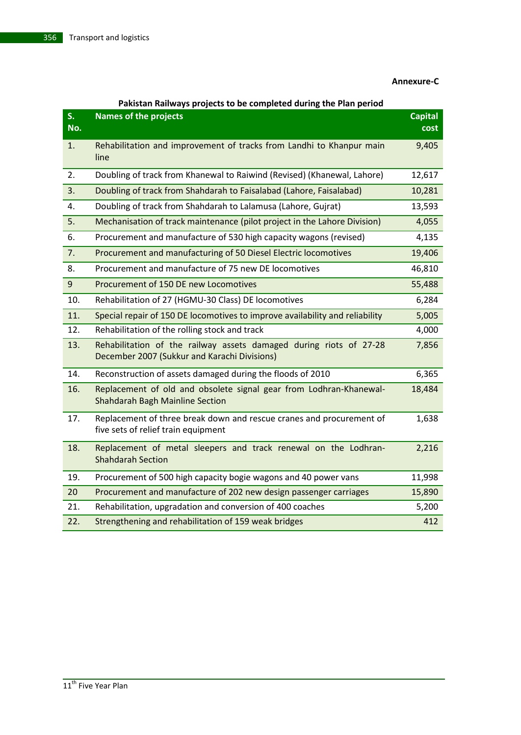**Annexure-C**

**Pakistan Railways projects to be completed during the Plan period**

| S. No. | Names of the projects | Capital cost |
|---|---|---|
| 1. | Rehabilitation and improvement of tracks from Landhi to Khanpur main line | 9,405 |
| 2. | Doubling of track from Khanewal to Raiwind (Revised) (Khanewal, Lahore) | 12,617 |
| 3. | Doubling of track from Shahdarah to Faisalabad (Lahore, Faisalabad) | 10,281 |
| 4. | Doubling of track from Shahdarah to Lalamusa (Lahore, Gujrat) | 13,593 |
| 5. | Mechanisation of track maintenance (pilot project in the Lahore Division) | 4,055 |
| 6. | Procurement and manufacture of 530 high capacity wagons (revised) | 4,135 |
| 7. | Procurement and manufacturing of 50 Diesel Electric locomotives | 19,406 |
| 8. | Procurement and manufacture of 75 new DE locomotives | 46,810 |
| 9 | Procurement of 150 DE new Locomotives | 55,488 |
| 10. | Rehabilitation of 27 (HGMU-30 Class) DE locomotives | 6,284 |
| 11. | Special repair of 150 DE locomotives to improve availability and reliability | 5,005 |
| 12. | Rehabilitation of the rolling stock and track | 4,000 |
| 13. | Rehabilitation of the railway assets damaged during riots of 27-28 December 2007 (Sukkur and Karachi Divisions) | 7,856 |
| 14. | Reconstruction of assets damaged during the floods of 2010 | 6,365 |
| 16. | Replacement of old and obsolete signal gear from Lodhran-Khanewal-Shahdarah Bagh Mainline Section | 18,484 |
| 17. | Replacement of three break down and rescue cranes and procurement of five sets of relief train equipment | 1,638 |
| 18. | Replacement of metal sleepers and track renewal on the Lodhran-Shahdarah Section | 2,216 |
| 19. | Procurement of 500 high capacity bogie wagons and 40 power vans | 11,998 |
| 20 | Procurement and manufacture of 202 new design passenger carriages | 15,890 |
| 21. | Rehabilitation, upgradation and conversion of 400 coaches | 5,200 |
| 22. | Strengthening and rehabilitation of 159 weak bridges | 412 |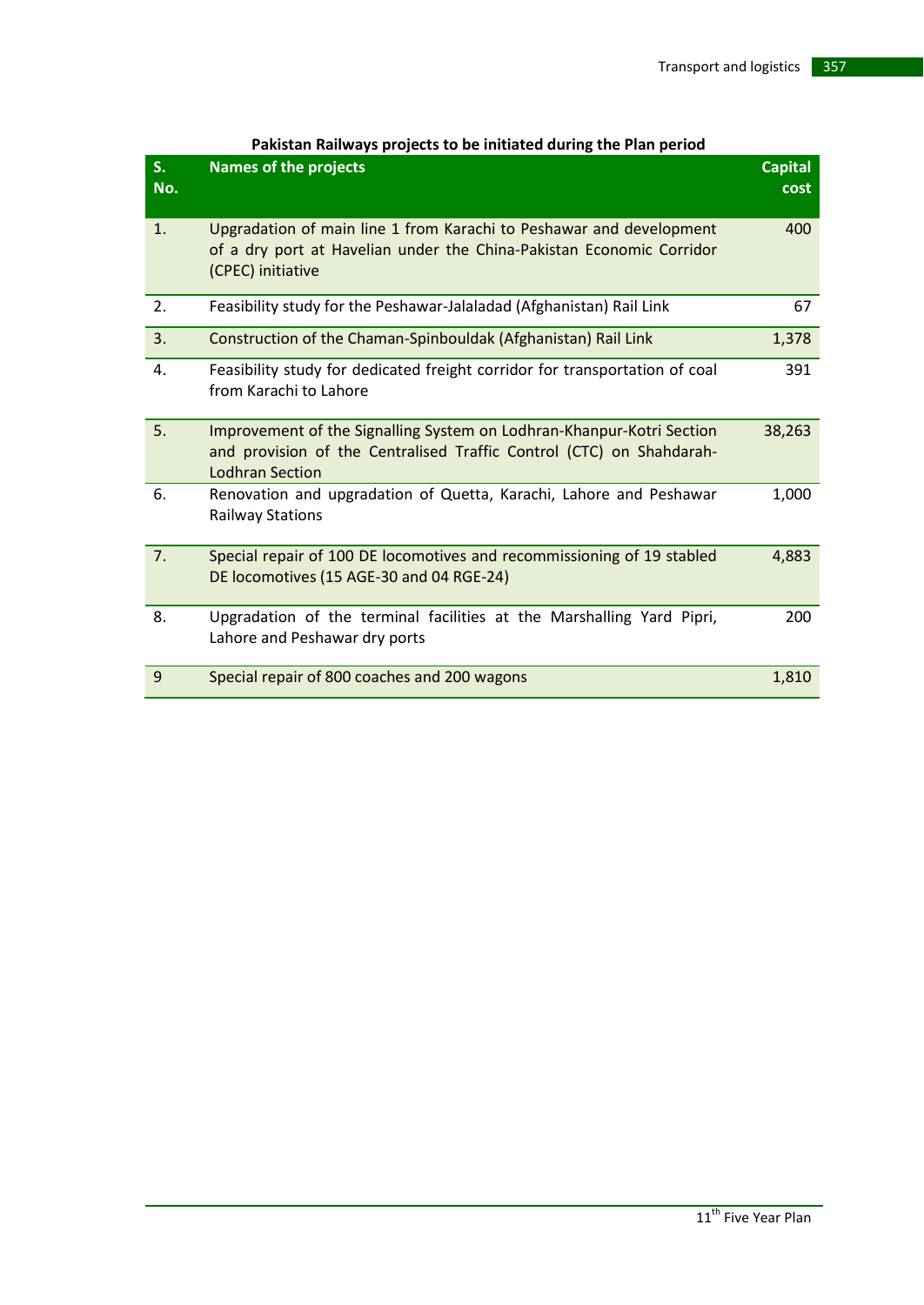**Pakistan Railways projects to be initiated during the Plan period**

| S. No. | Names of the projects | Capital cost |
|---|---|---|
| 1. | Upgradation of main line 1 from Karachi to Peshawar and development of a dry port at Havelian under the China-Pakistan Economic Corridor (CPEC) initiative | 400 |
| 2. | Feasibility study for the Peshawar-Jalaladad (Afghanistan) Rail Link | 67 |
| 3. | Construction of the Chaman-Spinbouldak (Afghanistan) Rail Link | 1,378 |
| 4. | Feasibility study for dedicated freight corridor for transportation of coal from Karachi to Lahore | 391 |
| 5. | Improvement of the Signalling System on Lodhran-Khanpur-Kotri Section and provision of the Centralised Traffic Control (CTC) on Shahdarah-Lodhran Section | 38,263 |
| 6. | Renovation and upgradation of Quetta, Karachi, Lahore and Peshawar Railway Stations | 1,000 |
| 7. | Special repair of 100 DE locomotives and recommissioning of 19 stabled DE locomotives (15 AGE-30 and 04 RGE-24) | 4,883 |
| 8. | Upgradation of the terminal facilities at the Marshalling Yard Pipri, Lahore and Peshawar dry ports | 200 |
| 9 | Special repair of 800 coaches and 200 wagons | 1,810 |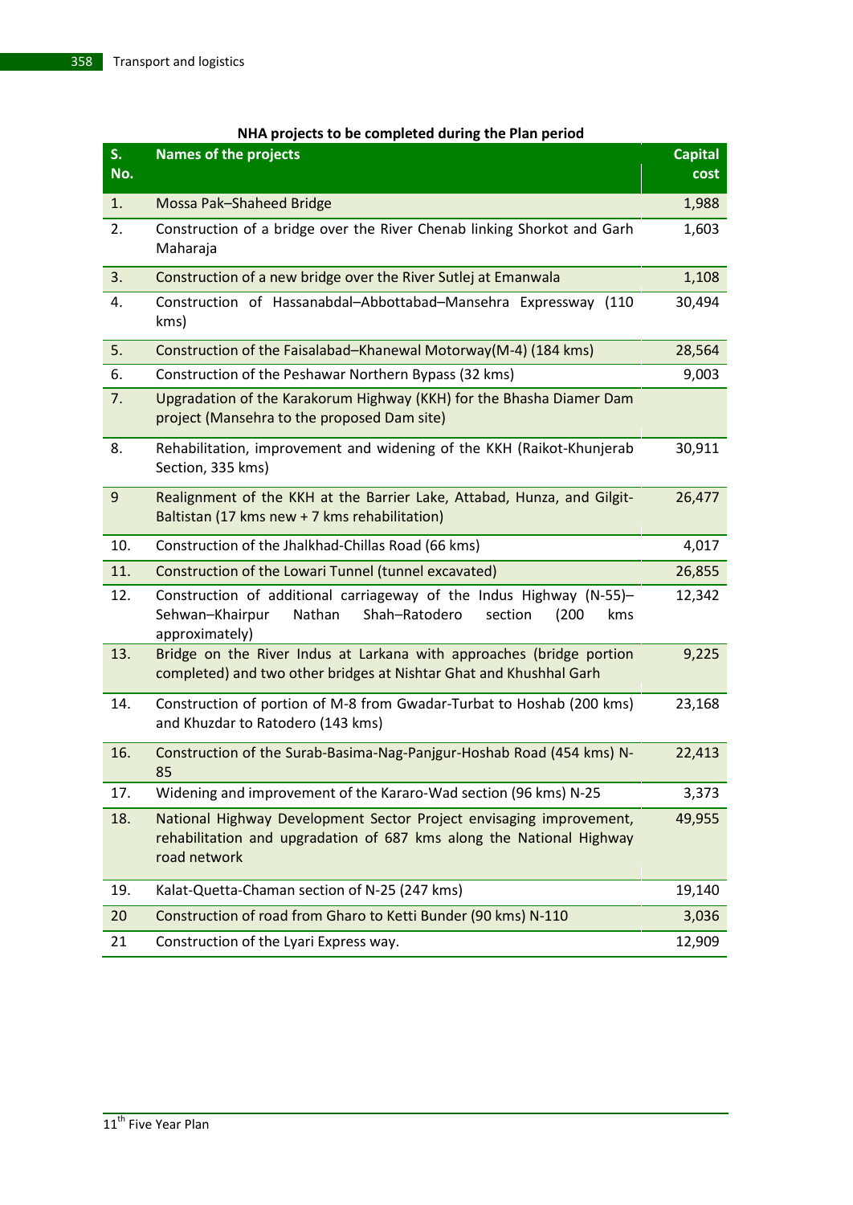**NHA projects to be completed during the Plan period**

| S. No. | Names of the projects | Capital cost |
|---|---|---|
| 1. | Mossa Pak–Shaheed Bridge | 1,988 |
| 2. | Construction of a bridge over the River Chenab linking Shorkot and Garh Maharaja | 1,603 |
| 3. | Construction of a new bridge over the River Sutlej at Emanwala | 1,108 |
| 4. | Construction of Hassanabdal–Abbottabad–Mansehra Expressway (110 kms) | 30,494 |
| 5. | Construction of the Faisalabad–Khanewal Motorway(M-4) (184 kms) | 28,564 |
| 6. | Construction of the Peshawar Northern Bypass (32 kms) | 9,003 |
| 7. | Upgradation of the Karakorum Highway (KKH) for the Bhasha Diamer Dam project (Mansehra to the proposed Dam site) | |
| 8. | Rehabilitation, improvement and widening of the KKH (Raikot-Khunjerab Section, 335 kms) | 30,911 |
| 9 | Realignment of the KKH at the Barrier Lake, Attabad, Hunza, and Gilgit-Baltistan (17 kms new + 7 kms rehabilitation) | 26,477 |
| 10. | Construction of the Jhalkhad-Chillas Road (66 kms) | 4,017 |
| 11. | Construction of the Lowari Tunnel (tunnel excavated) | 26,855 |
| 12. | Construction of additional carriageway of the Indus Highway (N-55)–Sehwan–Khairpur Nathan Shah–Ratodero section (200 kms approximately) | 12,342 |
| 13. | Bridge on the River Indus at Larkana with approaches (bridge portion completed) and two other bridges at Nishtar Ghat and Khushhal Garh | 9,225 |
| 14. | Construction of portion of M-8 from Gwadar-Turbat to Hoshab (200 kms) and Khuzdar to Ratodero (143 kms) | 23,168 |
| 16. | Construction of the Surab-Basima-Nag-Panjgur-Hoshab Road (454 kms) N-85 | 22,413 |
| 17. | Widening and improvement of the Kararo-Wad section (96 kms) N-25 | 3,373 |
| 18. | National Highway Development Sector Project envisaging improvement, rehabilitation and upgradation of 687 kms along the National Highway road network | 49,955 |
| 19. | Kalat-Quetta-Chaman section of N-25 (247 kms) | 19,140 |
| 20 | Construction of road from Gharo to Ketti Bunder (90 kms) N-110 | 3,036 |
| 21 | Construction of the Lyari Express way. | 12,909 |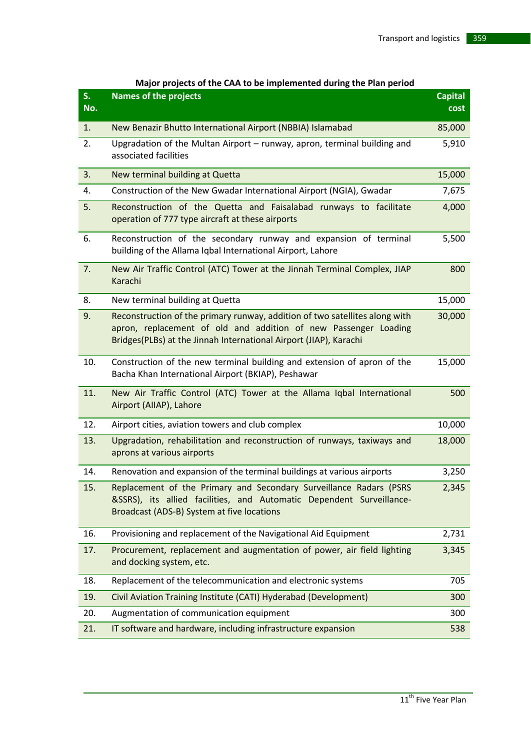**Major projects of the CAA to be implemented during the Plan period**

| S. No. | Names of the projects | Capital cost |
|---|---|---|
| 1. | New Benazir Bhutto International Airport (NBBIA) Islamabad | 85,000 |
| 2. | Upgradation of the Multan Airport – runway, apron, terminal building and associated facilities | 5,910 |
| 3. | New terminal building at Quetta | 15,000 |
| 4. | Construction of the New Gwadar International Airport (NGIA), Gwadar | 7,675 |
| 5. | Reconstruction of the Quetta and Faisalabad runways to facilitate operation of 777 type aircraft at these airports | 4,000 |
| 6. | Reconstruction of the secondary runway and expansion of terminal building of the Allama Iqbal International Airport, Lahore | 5,500 |
| 7. | New Air Traffic Control (ATC) Tower at the Jinnah Terminal Complex, JIAP Karachi | 800 |
| 8. | New terminal building at Quetta | 15,000 |
| 9. | Reconstruction of the primary runway, addition of two satellites along with apron, replacement of old and addition of new Passenger Loading Bridges(PLBs) at the Jinnah International Airport (JIAP), Karachi | 30,000 |
| 10. | Construction of the new terminal building and extension of apron of the Bacha Khan International Airport (BKIAP), Peshawar | 15,000 |
| 11. | New Air Traffic Control (ATC) Tower at the Allama Iqbal International Airport (AIIAP), Lahore | 500 |
| 12. | Airport cities, aviation towers and club complex | 10,000 |
| 13. | Upgradation, rehabilitation and reconstruction of runways, taxiways and aprons at various airports | 18,000 |
| 14. | Renovation and expansion of the terminal buildings at various airports | 3,250 |
| 15. | Replacement of the Primary and Secondary Surveillance Radars (PSRS &SSRS), its allied facilities, and Automatic Dependent Surveillance-Broadcast (ADS-B) System at five locations | 2,345 |
| 16. | Provisioning and replacement of the Navigational Aid Equipment | 2,731 |
| 17. | Procurement, replacement and augmentation of power, air field lighting and docking system, etc. | 3,345 |
| 18. | Replacement of the telecommunication and electronic systems | 705 |
| 19. | Civil Aviation Training Institute (CATI) Hyderabad (Development) | 300 |
| 20. | Augmentation of communication equipment | 300 |
| 21. | IT software and hardware, including infrastructure expansion | 538 |